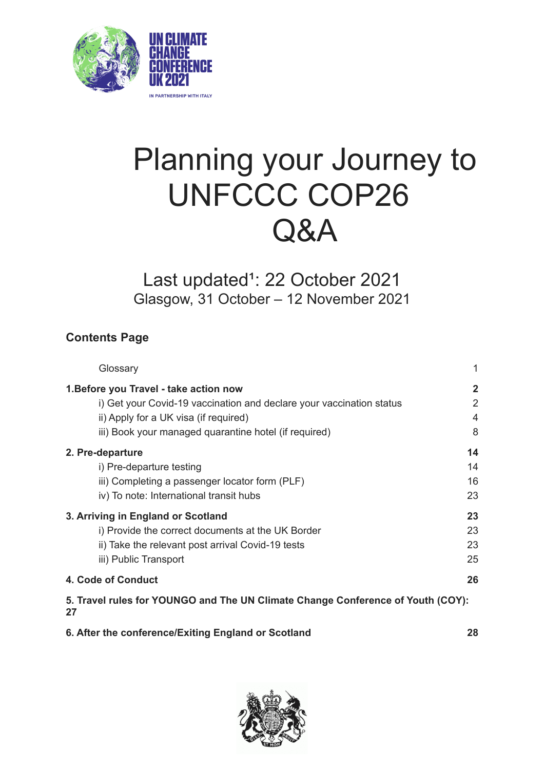UN CLIMATE CHANGE CONFERENCE UK 2021

IN PARTNERSHIP WITH ITALY

# Planning your Journey to UNFCCC COP26 Q&A

Last updated[1]: 22 October 2021

Glasgow, 31 October – 12 November 2021

## Contents Page

| | |
|---|---|
| Glossary | 1 |
| **1.Before you Travel - take action now** | **2** |
| i) Get your Covid-19 vaccination and declare your vaccination status | 2 |
| ii) Apply for a UK visa (if required) | 4 |
| iii) Book your managed quarantine hotel (if required) | 8 |
| **2. Pre-departure** | **14** |
| i) Pre-departure testing | 14 |
| iii) Completing a passenger locator form (PLF) | 16 |
| iv) To note: International transit hubs | 23 |
| **3. Arriving in England or Scotland** | **23** |
| i) Provide the correct documents at the UK Border | 23 |
| ii) Take the relevant post arrival Covid-19 tests | 23 |
| iii) Public Transport | 25 |
| **4. Code of Conduct** | **26** |
| **5. Travel rules for YOUNGO and The UN Climate Change Conference of Youth (COY): 27** | |
| **6. After the conference/Exiting England or Scotland** | **28** |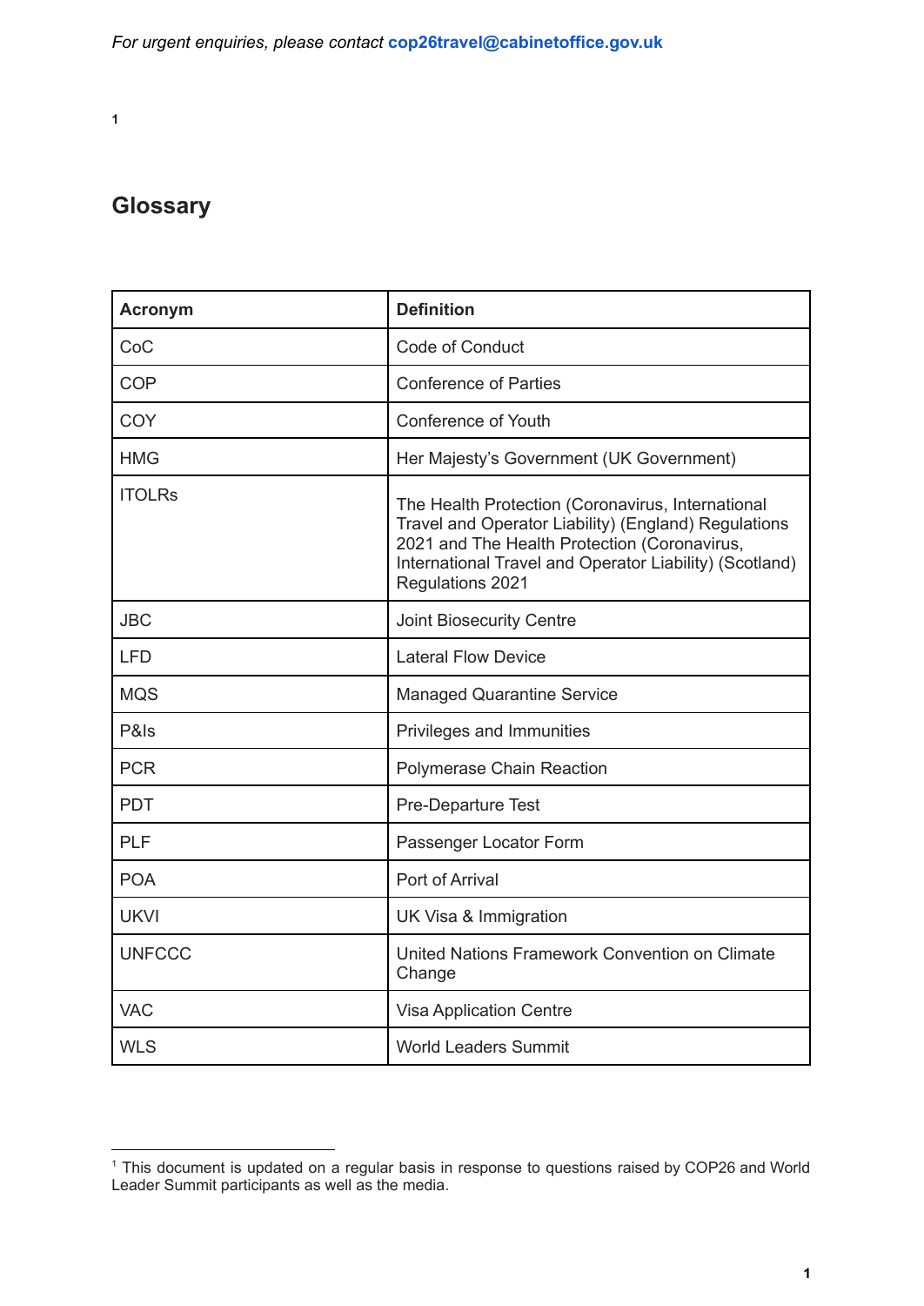*For urgent enquiries, please contact cop26travel@cabinetoffice.gov.uk*

[1]

## Glossary

| Acronym | Definition |
| --- | --- |
| CoC | Code of Conduct |
| COP | Conference of Parties |
| COY | Conference of Youth |
| HMG | Her Majesty's Government (UK Government) |
| ITOLRs | The Health Protection (Coronavirus, International Travel and Operator Liability) (England) Regulations 2021 and The Health Protection (Coronavirus, International Travel and Operator Liability) (Scotland) Regulations 2021 |
| JBC | Joint Biosecurity Centre |
| LFD | Lateral Flow Device |
| MQS | Managed Quarantine Service |
| P&Is | Privileges and Immunities |
| PCR | Polymerase Chain Reaction |
| PDT | Pre-Departure Test |
| PLF | Passenger Locator Form |
| POA | Port of Arrival |
| UKVI | UK Visa & Immigration |
| UNFCCC | United Nations Framework Convention on Climate Change |
| VAC | Visa Application Centre |
| WLS | World Leaders Summit |

[1] This document is updated on a regular basis in response to questions raised by COP26 and World Leader Summit participants as well as the media.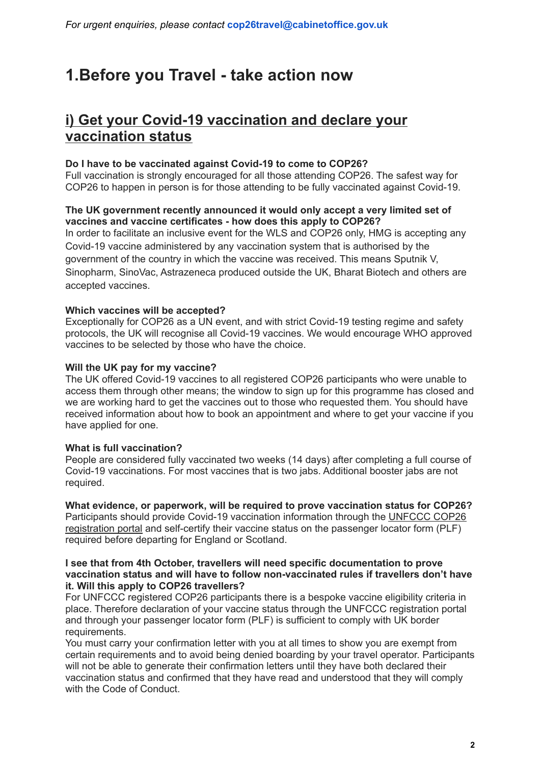*For urgent enquiries, please contact* **cop26travel@cabinetoffice.gov.uk**

# 1.Before you Travel - take action now

## i) Get your Covid-19 vaccination and declare your vaccination status

**Do I have to be vaccinated against Covid-19 to come to COP26?**
Full vaccination is strongly encouraged for all those attending COP26. The safest way for COP26 to happen in person is for those attending to be fully vaccinated against Covid-19.

**The UK government recently announced it would only accept a very limited set of vaccines and vaccine certificates - how does this apply to COP26?**
In order to facilitate an inclusive event for the WLS and COP26 only, HMG is accepting any Covid-19 vaccine administered by any vaccination system that is authorised by the government of the country in which the vaccine was received. This means Sputnik V, Sinopharm, SinoVac, Astrazeneca produced outside the UK, Bharat Biotech and others are accepted vaccines.

**Which vaccines will be accepted?**
Exceptionally for COP26 as a UN event, and with strict Covid-19 testing regime and safety protocols, the UK will recognise all Covid-19 vaccines. We would encourage WHO approved vaccines to be selected by those who have the choice.

**Will the UK pay for my vaccine?**
The UK offered Covid-19 vaccines to all registered COP26 participants who were unable to access them through other means; the window to sign up for this programme has closed and we are working hard to get the vaccines out to those who requested them. You should have received information about how to book an appointment and where to get your vaccine if you have applied for one.

**What is full vaccination?**
People are considered fully vaccinated two weeks (14 days) after completing a full course of Covid-19 vaccinations. For most vaccines that is two jabs. Additional booster jabs are not required.

**What evidence, or paperwork, will be required to prove vaccination status for COP26?**
Participants should provide Covid-19 vaccination information through the UNFCCC COP26 registration portal and self-certify their vaccine status on the passenger locator form (PLF) required before departing for England or Scotland.

**I see that from 4th October, travellers will need specific documentation to prove vaccination status and will have to follow non-vaccinated rules if travellers don't have it. Will this apply to COP26 travellers?**
For UNFCCC registered COP26 participants there is a bespoke vaccine eligibility criteria in place. Therefore declaration of your vaccine status through the UNFCCC registration portal and through your passenger locator form (PLF) is sufficient to comply with UK border requirements.
You must carry your confirmation letter with you at all times to show you are exempt from certain requirements and to avoid being denied boarding by your travel operator. Participants will not be able to generate their confirmation letters until they have both declared their vaccination status and confirmed that they have read and understood that they will comply with the Code of Conduct.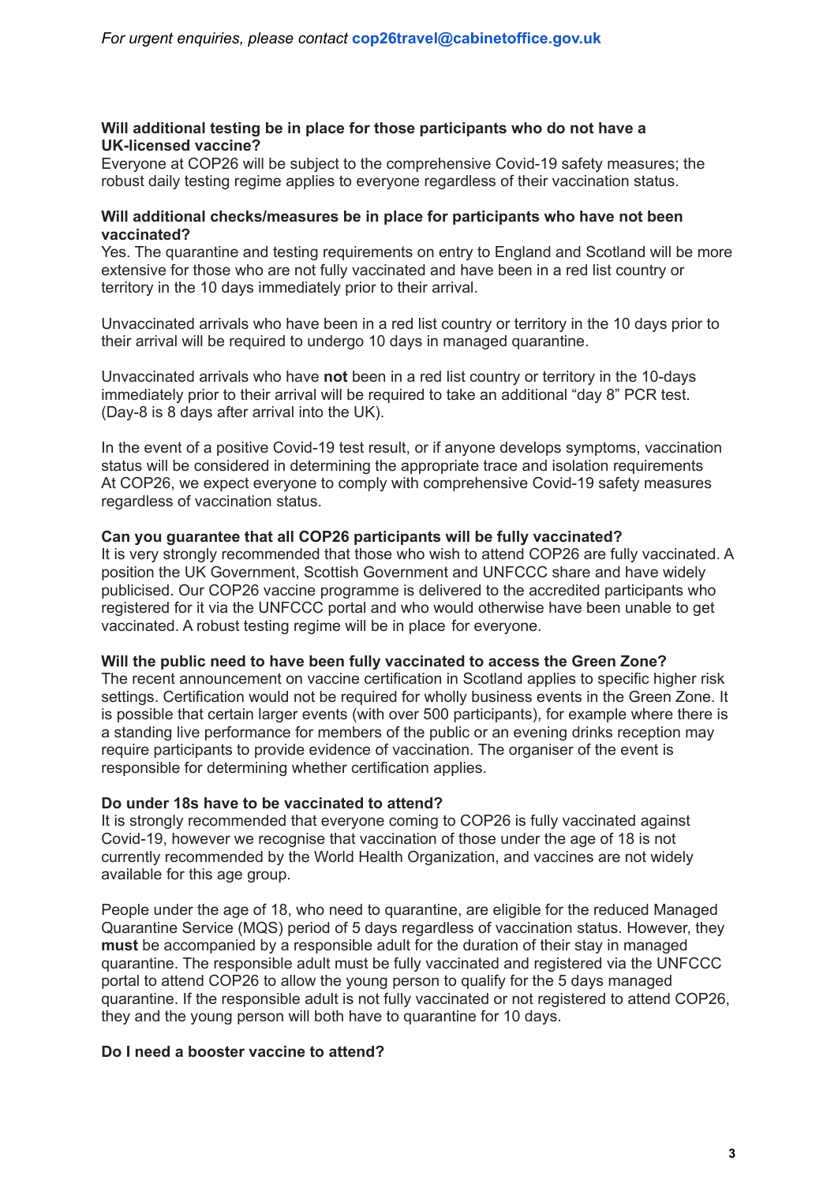*For urgent enquiries, please contact* **cop26travel@cabinetoffice.gov.uk**

**Will additional testing be in place for those participants who do not have a UK-licensed vaccine?**
Everyone at COP26 will be subject to the comprehensive Covid-19 safety measures; the robust daily testing regime applies to everyone regardless of their vaccination status.

**Will additional checks/measures be in place for participants who have not been vaccinated?**
Yes. The quarantine and testing requirements on entry to England and Scotland will be more extensive for those who are not fully vaccinated and have been in a red list country or territory in the 10 days immediately prior to their arrival.

Unvaccinated arrivals who have been in a red list country or territory in the 10 days prior to their arrival will be required to undergo 10 days in managed quarantine.

Unvaccinated arrivals who have **not** been in a red list country or territory in the 10-days immediately prior to their arrival will be required to take an additional "day 8" PCR test. (Day-8 is 8 days after arrival into the UK).

In the event of a positive Covid-19 test result, or if anyone develops symptoms, vaccination status will be considered in determining the appropriate trace and isolation requirements At COP26, we expect everyone to comply with comprehensive Covid-19 safety measures regardless of vaccination status.

**Can you guarantee that all COP26 participants will be fully vaccinated?**
It is very strongly recommended that those who wish to attend COP26 are fully vaccinated. A position the UK Government, Scottish Government and UNFCCC share and have widely publicised. Our COP26 vaccine programme is delivered to the accredited participants who registered for it via the UNFCCC portal and who would otherwise have been unable to get vaccinated. A robust testing regime will be in place for everyone.

**Will the public need to have been fully vaccinated to access the Green Zone?**
The recent announcement on vaccine certification in Scotland applies to specific higher risk settings. Certification would not be required for wholly business events in the Green Zone. It is possible that certain larger events (with over 500 participants), for example where there is a standing live performance for members of the public or an evening drinks reception may require participants to provide evidence of vaccination. The organiser of the event is responsible for determining whether certification applies.

**Do under 18s have to be vaccinated to attend?**
It is strongly recommended that everyone coming to COP26 is fully vaccinated against Covid-19, however we recognise that vaccination of those under the age of 18 is not currently recommended by the World Health Organization, and vaccines are not widely available for this age group.

People under the age of 18, who need to quarantine, are eligible for the reduced Managed Quarantine Service (MQS) period of 5 days regardless of vaccination status. However, they **must** be accompanied by a responsible adult for the duration of their stay in managed quarantine. The responsible adult must be fully vaccinated and registered via the UNFCCC portal to attend COP26 to allow the young person to qualify for the 5 days managed quarantine. If the responsible adult is not fully vaccinated or not registered to attend COP26, they and the young person will both have to quarantine for 10 days.

**Do I need a booster vaccine to attend?**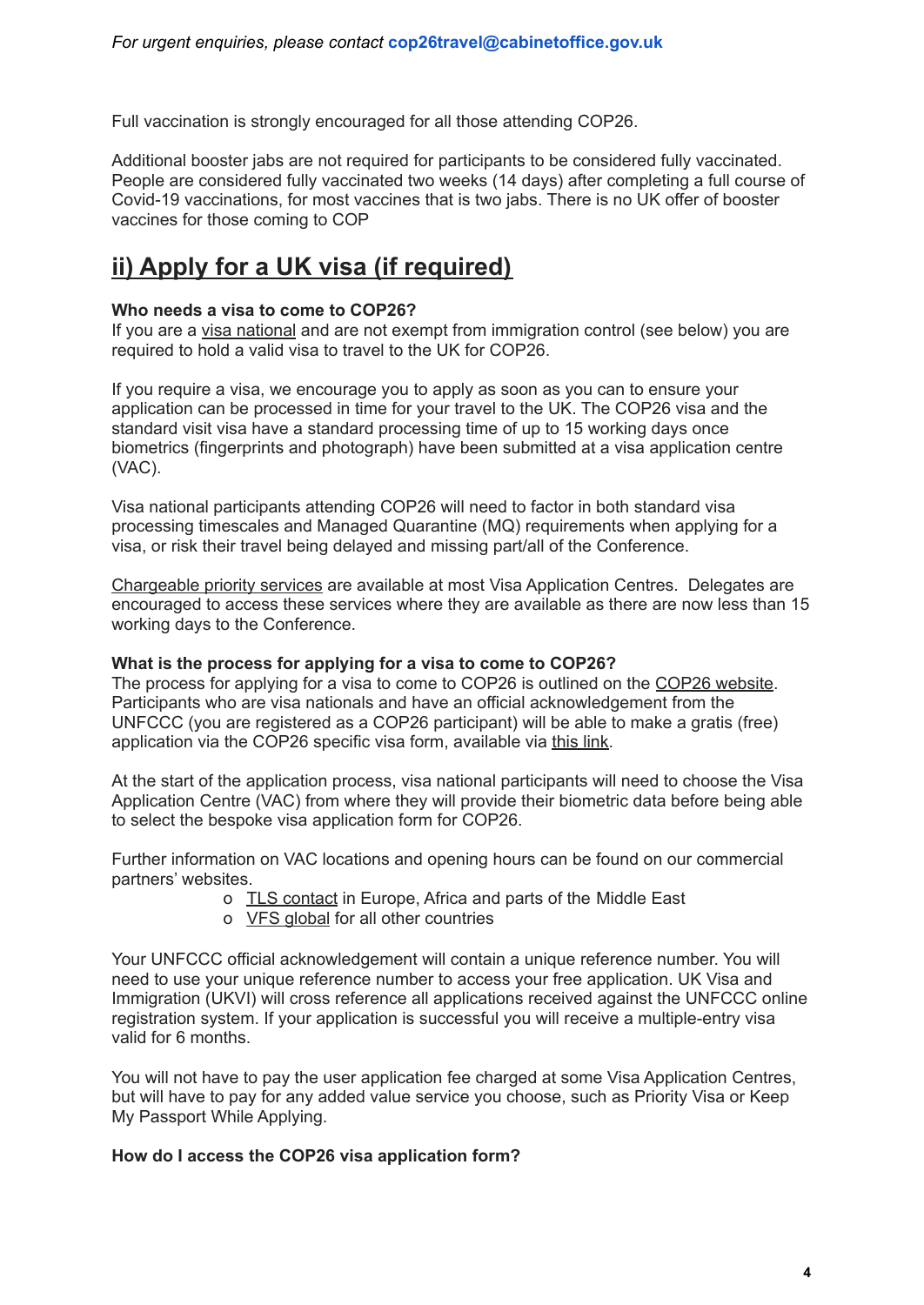*For urgent enquiries, please contact* **cop26travel@cabinetoffice.gov.uk**

Full vaccination is strongly encouraged for all those attending COP26.

Additional booster jabs are not required for participants to be considered fully vaccinated. People are considered fully vaccinated two weeks (14 days) after completing a full course of Covid-19 vaccinations, for most vaccines that is two jabs. There is no UK offer of booster vaccines for those coming to COP

## ii) Apply for a UK visa (if required)

**Who needs a visa to come to COP26?**
If you are a visa national and are not exempt from immigration control (see below) you are required to hold a valid visa to travel to the UK for COP26.

If you require a visa, we encourage you to apply as soon as you can to ensure your application can be processed in time for your travel to the UK. The COP26 visa and the standard visit visa have a standard processing time of up to 15 working days once biometrics (fingerprints and photograph) have been submitted at a visa application centre (VAC).

Visa national participants attending COP26 will need to factor in both standard visa processing timescales and Managed Quarantine (MQ) requirements when applying for a visa, or risk their travel being delayed and missing part/all of the Conference.

Chargeable priority services are available at most Visa Application Centres. Delegates are encouraged to access these services where they are available as there are now less than 15 working days to the Conference.

**What is the process for applying for a visa to come to COP26?**
The process for applying for a visa to come to COP26 is outlined on the COP26 website. Participants who are visa nationals and have an official acknowledgement from the UNFCCC (you are registered as a COP26 participant) will be able to make a gratis (free) application via the COP26 specific visa form, available via this link.

At the start of the application process, visa national participants will need to choose the Visa Application Centre (VAC) from where they will provide their biometric data before being able to select the bespoke visa application form for COP26.

Further information on VAC locations and opening hours can be found on our commercial partners' websites.

- TLS contact in Europe, Africa and parts of the Middle East
- VFS global for all other countries

Your UNFCCC official acknowledgement will contain a unique reference number. You will need to use your unique reference number to access your free application. UK Visa and Immigration (UKVI) will cross reference all applications received against the UNFCCC online registration system. If your application is successful you will receive a multiple-entry visa valid for 6 months.

You will not have to pay the user application fee charged at some Visa Application Centres, but will have to pay for any added value service you choose, such as Priority Visa or Keep My Passport While Applying.

**How do I access the COP26 visa application form?**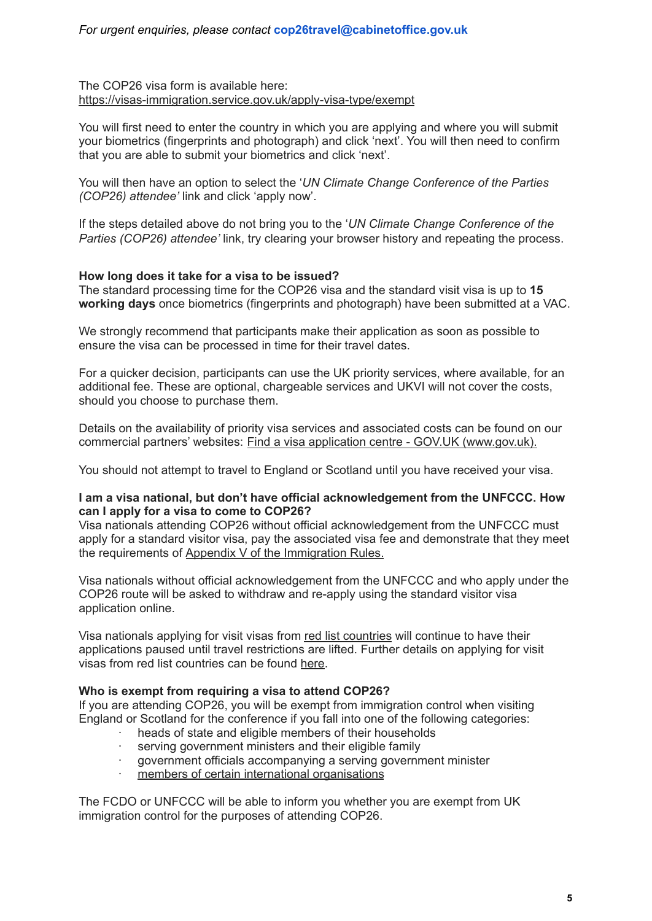*For urgent enquiries, please contact* **cop26travel@cabinetoffice.gov.uk**

The COP26 visa form is available here:
https://visas-immigration.service.gov.uk/apply-visa-type/exempt

You will first need to enter the country in which you are applying and where you will submit your biometrics (fingerprints and photograph) and click 'next'. You will then need to confirm that you are able to submit your biometrics and click 'next'.

You will then have an option to select the '*UN Climate Change Conference of the Parties (COP26) attendee'* link and click 'apply now'.

If the steps detailed above do not bring you to the '*UN Climate Change Conference of the Parties (COP26) attendee'* link, try clearing your browser history and repeating the process.

**How long does it take for a visa to be issued?**
The standard processing time for the COP26 visa and the standard visit visa is up to **15 working days** once biometrics (fingerprints and photograph) have been submitted at a VAC.

We strongly recommend that participants make their application as soon as possible to ensure the visa can be processed in time for their travel dates.

For a quicker decision, participants can use the UK priority services, where available, for an additional fee. These are optional, chargeable services and UKVI will not cover the costs, should you choose to purchase them.

Details on the availability of priority visa services and associated costs can be found on our commercial partners' websites: Find a visa application centre - GOV.UK (www.gov.uk).

You should not attempt to travel to England or Scotland until you have received your visa.

**I am a visa national, but don't have official acknowledgement from the UNFCCC. How can I apply for a visa to come to COP26?**
Visa nationals attending COP26 without official acknowledgement from the UNFCCC must apply for a standard visitor visa, pay the associated visa fee and demonstrate that they meet the requirements of Appendix V of the Immigration Rules.

Visa nationals without official acknowledgement from the UNFCCC and who apply under the COP26 route will be asked to withdraw and re-apply using the standard visitor visa application online.

Visa nationals applying for visit visas from red list countries will continue to have their applications paused until travel restrictions are lifted. Further details on applying for visit visas from red list countries can be found here.

**Who is exempt from requiring a visa to attend COP26?**
If you are attending COP26, you will be exempt from immigration control when visiting England or Scotland for the conference if you fall into one of the following categories:

- heads of state and eligible members of their households
- serving government ministers and their eligible family
- government officials accompanying a serving government minister
- members of certain international organisations

The FCDO or UNFCCC will be able to inform you whether you are exempt from UK immigration control for the purposes of attending COP26.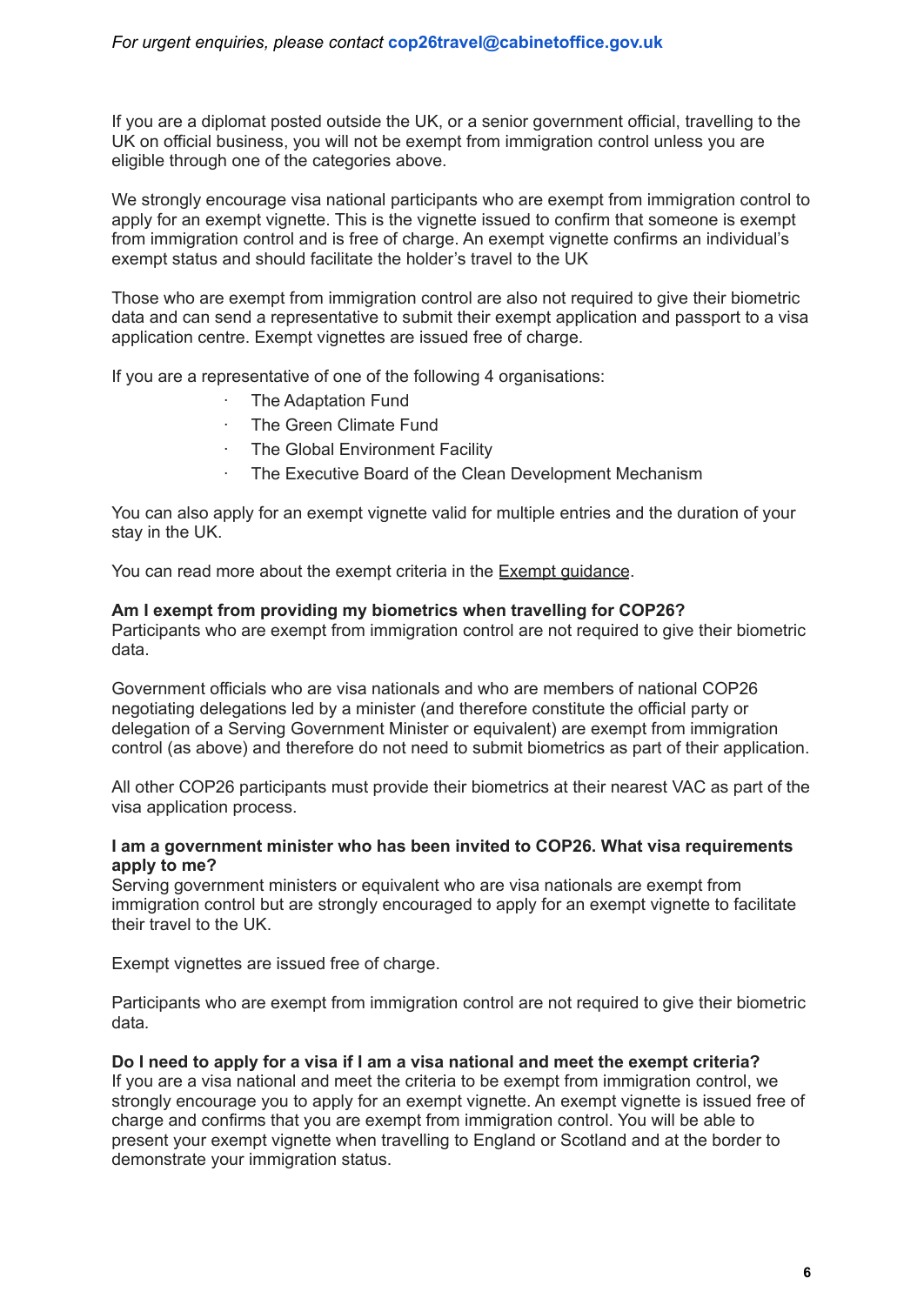*For urgent enquiries, please contact* **cop26travel@cabinetoffice.gov.uk**

If you are a diplomat posted outside the UK, or a senior government official, travelling to the UK on official business, you will not be exempt from immigration control unless you are eligible through one of the categories above.

We strongly encourage visa national participants who are exempt from immigration control to apply for an exempt vignette. This is the vignette issued to confirm that someone is exempt from immigration control and is free of charge. An exempt vignette confirms an individual's exempt status and should facilitate the holder's travel to the UK

Those who are exempt from immigration control are also not required to give their biometric data and can send a representative to submit their exempt application and passport to a visa application centre. Exempt vignettes are issued free of charge.

If you are a representative of one of the following 4 organisations:

- The Adaptation Fund
- The Green Climate Fund
- The Global Environment Facility
- The Executive Board of the Clean Development Mechanism

You can also apply for an exempt vignette valid for multiple entries and the duration of your stay in the UK.

You can read more about the exempt criteria in the Exempt guidance.

**Am I exempt from providing my biometrics when travelling for COP26?**
Participants who are exempt from immigration control are not required to give their biometric data.

Government officials who are visa nationals and who are members of national COP26 negotiating delegations led by a minister (and therefore constitute the official party or delegation of a Serving Government Minister or equivalent) are exempt from immigration control (as above) and therefore do not need to submit biometrics as part of their application.

All other COP26 participants must provide their biometrics at their nearest VAC as part of the visa application process.

**I am a government minister who has been invited to COP26. What visa requirements apply to me?**
Serving government ministers or equivalent who are visa nationals are exempt from immigration control but are strongly encouraged to apply for an exempt vignette to facilitate their travel to the UK.

Exempt vignettes are issued free of charge.

Participants who are exempt from immigration control are not required to give their biometric data.

**Do I need to apply for a visa if I am a visa national and meet the exempt criteria?**
If you are a visa national and meet the criteria to be exempt from immigration control, we strongly encourage you to apply for an exempt vignette. An exempt vignette is issued free of charge and confirms that you are exempt from immigration control. You will be able to present your exempt vignette when travelling to England or Scotland and at the border to demonstrate your immigration status.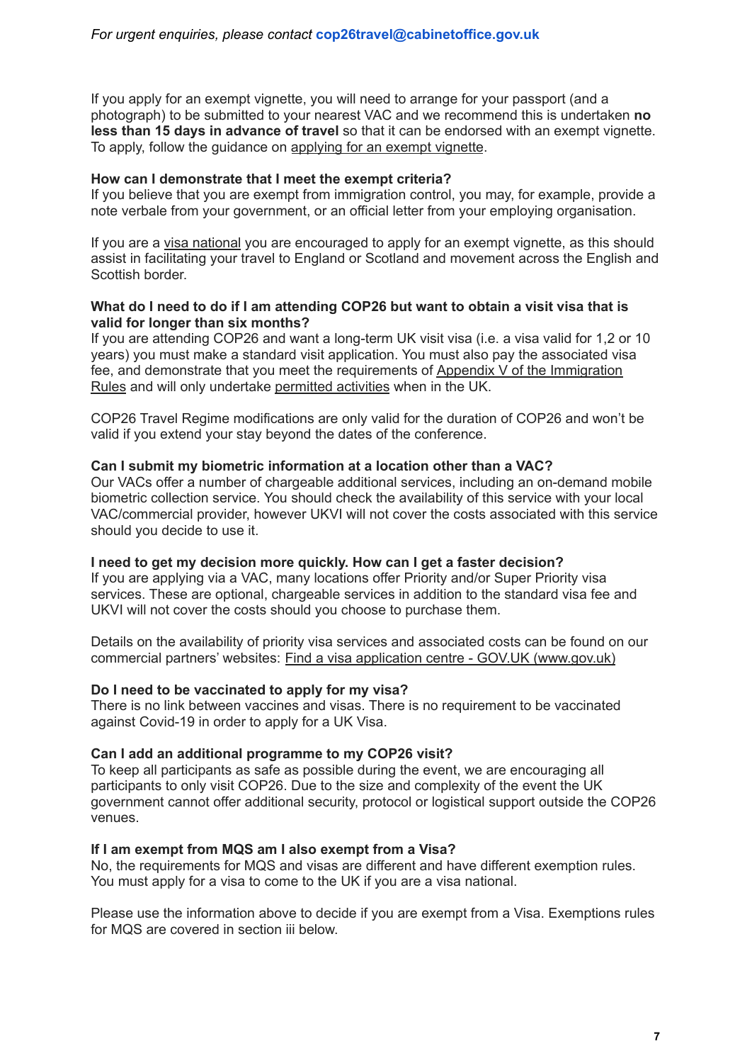*For urgent enquiries, please contact* **cop26travel@cabinetoffice.gov.uk**

If you apply for an exempt vignette, you will need to arrange for your passport (and a photograph) to be submitted to your nearest VAC and we recommend this is undertaken **no less than 15 days in advance of travel** so that it can be endorsed with an exempt vignette. To apply, follow the guidance on applying for an exempt vignette.

**How can I demonstrate that I meet the exempt criteria?**
If you believe that you are exempt from immigration control, you may, for example, provide a note verbale from your government, or an official letter from your employing organisation.

If you are a visa national you are encouraged to apply for an exempt vignette, as this should assist in facilitating your travel to England or Scotland and movement across the English and Scottish border.

**What do I need to do if I am attending COP26 but want to obtain a visit visa that is valid for longer than six months?**
If you are attending COP26 and want a long-term UK visit visa (i.e. a visa valid for 1,2 or 10 years) you must make a standard visit application. You must also pay the associated visa fee, and demonstrate that you meet the requirements of Appendix V of the Immigration Rules and will only undertake permitted activities when in the UK.

COP26 Travel Regime modifications are only valid for the duration of COP26 and won't be valid if you extend your stay beyond the dates of the conference.

**Can I submit my biometric information at a location other than a VAC?**
Our VACs offer a number of chargeable additional services, including an on-demand mobile biometric collection service. You should check the availability of this service with your local VAC/commercial provider, however UKVI will not cover the costs associated with this service should you decide to use it.

**I need to get my decision more quickly. How can I get a faster decision?**
If you are applying via a VAC, many locations offer Priority and/or Super Priority visa services. These are optional, chargeable services in addition to the standard visa fee and UKVI will not cover the costs should you choose to purchase them.

Details on the availability of priority visa services and associated costs can be found on our commercial partners' websites: Find a visa application centre - GOV.UK (www.gov.uk)

**Do I need to be vaccinated to apply for my visa?**
There is no link between vaccines and visas. There is no requirement to be vaccinated against Covid-19 in order to apply for a UK Visa.

**Can I add an additional programme to my COP26 visit?**
To keep all participants as safe as possible during the event, we are encouraging all participants to only visit COP26. Due to the size and complexity of the event the UK government cannot offer additional security, protocol or logistical support outside the COP26 venues.

**If I am exempt from MQS am I also exempt from a Visa?**
No, the requirements for MQS and visas are different and have different exemption rules. You must apply for a visa to come to the UK if you are a visa national.

Please use the information above to decide if you are exempt from a Visa. Exemptions rules for MQS are covered in section iii below.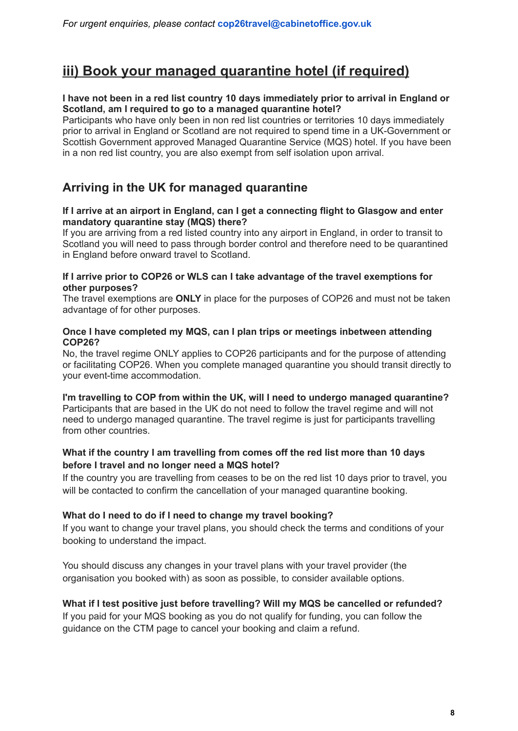*For urgent enquiries, please contact* **cop26travel@cabinetoffice.gov.uk**

## iii) Book your managed quarantine hotel (if required)

**I have not been in a red list country 10 days immediately prior to arrival in England or Scotland, am I required to go to a managed quarantine hotel?**
Participants who have only been in non red list countries or territories 10 days immediately prior to arrival in England or Scotland are not required to spend time in a UK-Government or Scottish Government approved Managed Quarantine Service (MQS) hotel. If you have been in a non red list country, you are also exempt from self isolation upon arrival.

## Arriving in the UK for managed quarantine

**If I arrive at an airport in England, can I get a connecting flight to Glasgow and enter mandatory quarantine stay (MQS) there?**
If you are arriving from a red listed country into any airport in England, in order to transit to Scotland you will need to pass through border control and therefore need to be quarantined in England before onward travel to Scotland.

**If I arrive prior to COP26 or WLS can I take advantage of the travel exemptions for other purposes?**
The travel exemptions are **ONLY** in place for the purposes of COP26 and must not be taken advantage of for other purposes.

**Once I have completed my MQS, can I plan trips or meetings inbetween attending COP26?**
No, the travel regime ONLY applies to COP26 participants and for the purpose of attending or facilitating COP26. When you complete managed quarantine you should transit directly to your event-time accommodation.

**I'm travelling to COP from within the UK, will I need to undergo managed quarantine?**
Participants that are based in the UK do not need to follow the travel regime and will not need to undergo managed quarantine. The travel regime is just for participants travelling from other countries.

**What if the country I am travelling from comes off the red list more than 10 days before I travel and no longer need a MQS hotel?**
If the country you are travelling from ceases to be on the red list 10 days prior to travel, you will be contacted to confirm the cancellation of your managed quarantine booking.

**What do I need to do if I need to change my travel booking?**
If you want to change your travel plans, you should check the terms and conditions of your booking to understand the impact.

You should discuss any changes in your travel plans with your travel provider (the organisation you booked with) as soon as possible, to consider available options.

**What if I test positive just before travelling? Will my MQS be cancelled or refunded?**
If you paid for your MQS booking as you do not qualify for funding, you can follow the guidance on the CTM page to cancel your booking and claim a refund.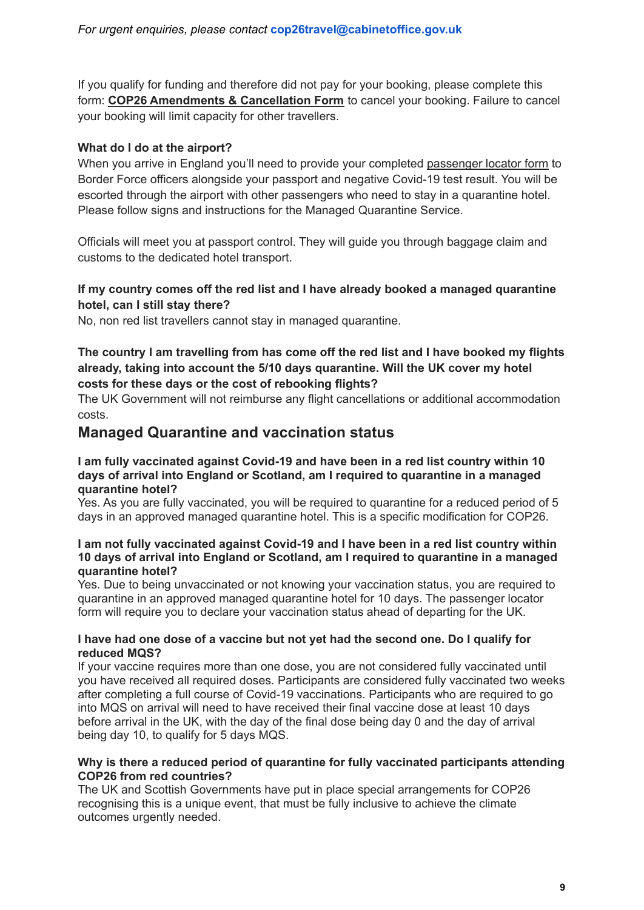*For urgent enquiries, please contact* **cop26travel@cabinetoffice.gov.uk**

If you qualify for funding and therefore did not pay for your booking, please complete this form: **COP26 Amendments & Cancellation Form** to cancel your booking. Failure to cancel your booking will limit capacity for other travellers.

**What do I do at the airport?**

When you arrive in England you'll need to provide your completed passenger locator form to Border Force officers alongside your passport and negative Covid-19 test result. You will be escorted through the airport with other passengers who need to stay in a quarantine hotel. Please follow signs and instructions for the Managed Quarantine Service.

Officials will meet you at passport control. They will guide you through baggage claim and customs to the dedicated hotel transport.

**If my country comes off the red list and I have already booked a managed quarantine hotel, can I still stay there?**

No, non red list travellers cannot stay in managed quarantine.

**The country I am travelling from has come off the red list and I have booked my flights already, taking into account the 5/10 days quarantine. Will the UK cover my hotel costs for these days or the cost of rebooking flights?**

The UK Government will not reimburse any flight cancellations or additional accommodation costs.

## Managed Quarantine and vaccination status

**I am fully vaccinated against Covid-19 and have been in a red list country within 10 days of arrival into England or Scotland, am I required to quarantine in a managed quarantine hotel?**

Yes. As you are fully vaccinated, you will be required to quarantine for a reduced period of 5 days in an approved managed quarantine hotel. This is a specific modification for COP26.

**I am not fully vaccinated against Covid-19 and I have been in a red list country within 10 days of arrival into England or Scotland, am I required to quarantine in a managed quarantine hotel?**

Yes. Due to being unvaccinated or not knowing your vaccination status, you are required to quarantine in an approved managed quarantine hotel for 10 days. The passenger locator form will require you to declare your vaccination status ahead of departing for the UK.

**I have had one dose of a vaccine but not yet had the second one. Do I qualify for reduced MQS?**

If your vaccine requires more than one dose, you are not considered fully vaccinated until you have received all required doses. Participants are considered fully vaccinated two weeks after completing a full course of Covid-19 vaccinations. Participants who are required to go into MQS on arrival will need to have received their final vaccine dose at least 10 days before arrival in the UK, with the day of the final dose being day 0 and the day of arrival being day 10, to qualify for 5 days MQS.

**Why is there a reduced period of quarantine for fully vaccinated participants attending COP26 from red countries?**

The UK and Scottish Governments have put in place special arrangements for COP26 recognising this is a unique event, that must be fully inclusive to achieve the climate outcomes urgently needed.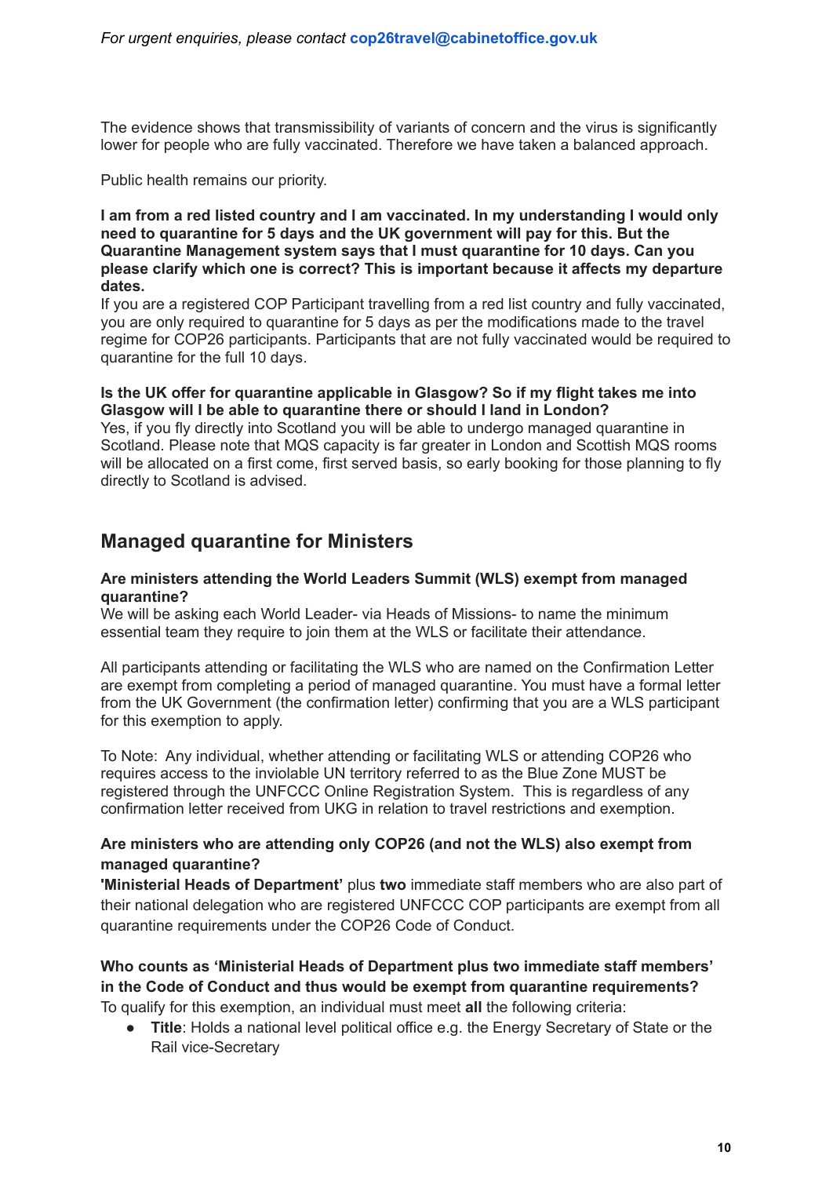*For urgent enquiries, please contact* **cop26travel@cabinetoffice.gov.uk**

The evidence shows that transmissibility of variants of concern and the virus is significantly lower for people who are fully vaccinated. Therefore we have taken a balanced approach.

Public health remains our priority.

**I am from a red listed country and I am vaccinated. In my understanding I would only need to quarantine for 5 days and the UK government will pay for this. But the Quarantine Management system says that I must quarantine for 10 days. Can you please clarify which one is correct? This is important because it affects my departure dates.**

If you are a registered COP Participant travelling from a red list country and fully vaccinated, you are only required to quarantine for 5 days as per the modifications made to the travel regime for COP26 participants. Participants that are not fully vaccinated would be required to quarantine for the full 10 days.

**Is the UK offer for quarantine applicable in Glasgow? So if my flight takes me into Glasgow will I be able to quarantine there or should I land in London?**

Yes, if you fly directly into Scotland you will be able to undergo managed quarantine in Scotland. Please note that MQS capacity is far greater in London and Scottish MQS rooms will be allocated on a first come, first served basis, so early booking for those planning to fly directly to Scotland is advised.

## Managed quarantine for Ministers

**Are ministers attending the World Leaders Summit (WLS) exempt from managed quarantine?**

We will be asking each World Leader- via Heads of Missions- to name the minimum essential team they require to join them at the WLS or facilitate their attendance.

All participants attending or facilitating the WLS who are named on the Confirmation Letter are exempt from completing a period of managed quarantine. You must have a formal letter from the UK Government (the confirmation letter) confirming that you are a WLS participant for this exemption to apply.

To Note: Any individual, whether attending or facilitating WLS or attending COP26 who requires access to the inviolable UN territory referred to as the Blue Zone MUST be registered through the UNFCCC Online Registration System. This is regardless of any confirmation letter received from UKG in relation to travel restrictions and exemption.

**Are ministers who are attending only COP26 (and not the WLS) also exempt from managed quarantine?**

**'Ministerial Heads of Department'** plus **two** immediate staff members who are also part of their national delegation who are registered UNFCCC COP participants are exempt from all quarantine requirements under the COP26 Code of Conduct.

**Who counts as 'Ministerial Heads of Department plus two immediate staff members' in the Code of Conduct and thus would be exempt from quarantine requirements?**

To qualify for this exemption, an individual must meet **all** the following criteria:

- **Title**: Holds a national level political office e.g. the Energy Secretary of State or the Rail vice-Secretary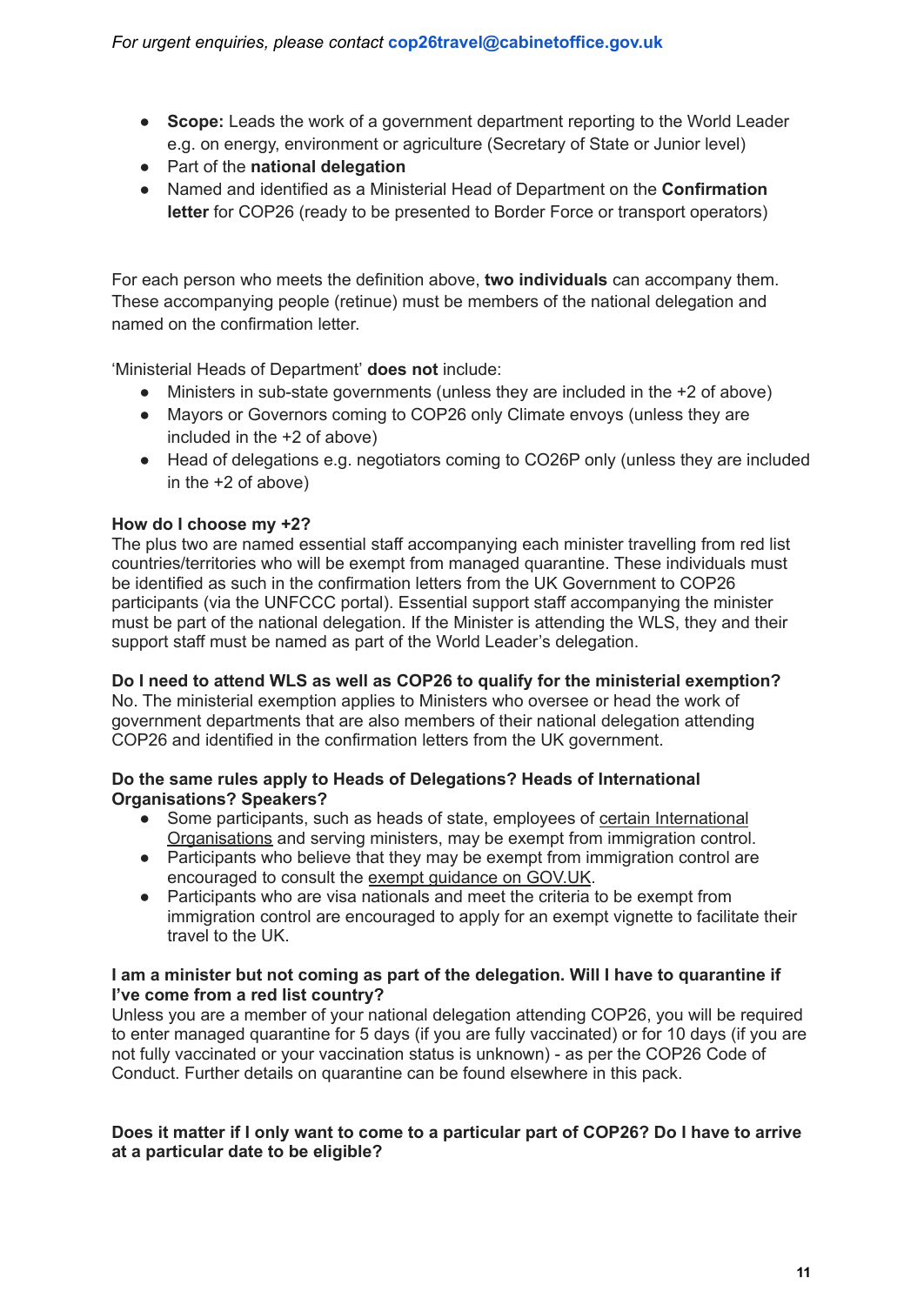- **Scope:** Leads the work of a government department reporting to the World Leader e.g. on energy, environment or agriculture (Secretary of State or Junior level)
- Part of the **national delegation**
- Named and identified as a Ministerial Head of Department on the **Confirmation letter** for COP26 (ready to be presented to Border Force or transport operators)

For each person who meets the definition above, **two individuals** can accompany them. These accompanying people (retinue) must be members of the national delegation and named on the confirmation letter.

'Ministerial Heads of Department' **does not** include:

- Ministers in sub-state governments (unless they are included in the +2 of above)
- Mayors or Governors coming to COP26 only Climate envoys (unless they are included in the +2 of above)
- Head of delegations e.g. negotiators coming to CO26P only (unless they are included in the +2 of above)

**How do I choose my +2?**
The plus two are named essential staff accompanying each minister travelling from red list countries/territories who will be exempt from managed quarantine. These individuals must be identified as such in the confirmation letters from the UK Government to COP26 participants (via the UNFCCC portal). Essential support staff accompanying the minister must be part of the national delegation. If the Minister is attending the WLS, they and their support staff must be named as part of the World Leader's delegation.

**Do I need to attend WLS as well as COP26 to qualify for the ministerial exemption?**
No. The ministerial exemption applies to Ministers who oversee or head the work of government departments that are also members of their national delegation attending COP26 and identified in the confirmation letters from the UK government.

**Do the same rules apply to Heads of Delegations? Heads of International Organisations? Speakers?**

- Some participants, such as heads of state, employees of certain International Organisations and serving ministers, may be exempt from immigration control.
- Participants who believe that they may be exempt from immigration control are encouraged to consult the exempt guidance on GOV.UK.
- Participants who are visa nationals and meet the criteria to be exempt from immigration control are encouraged to apply for an exempt vignette to facilitate their travel to the UK.

**I am a minister but not coming as part of the delegation. Will I have to quarantine if I've come from a red list country?**
Unless you are a member of your national delegation attending COP26, you will be required to enter managed quarantine for 5 days (if you are fully vaccinated) or for 10 days (if you are not fully vaccinated or your vaccination status is unknown) - as per the COP26 Code of Conduct. Further details on quarantine can be found elsewhere in this pack.

**Does it matter if I only want to come to a particular part of COP26? Do I have to arrive at a particular date to be eligible?**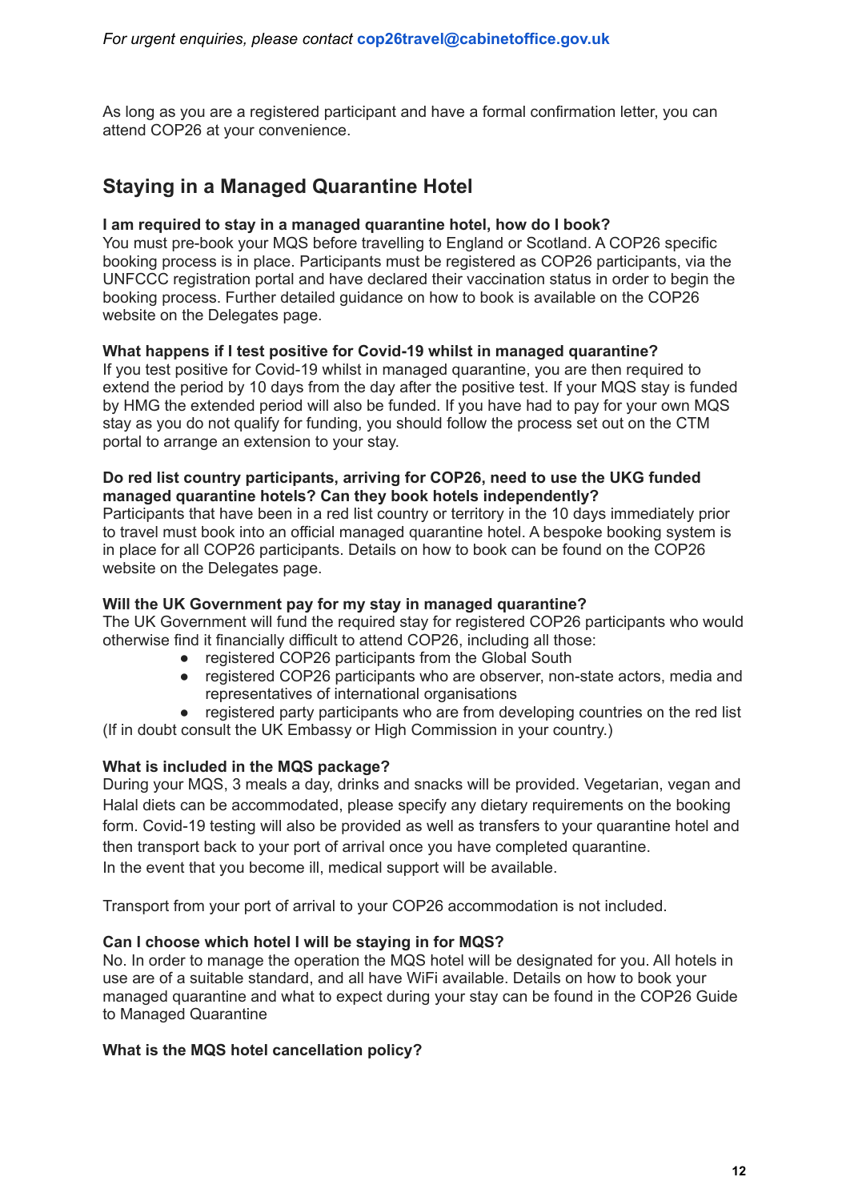*For urgent enquiries, please contact* **cop26travel@cabinetoffice.gov.uk**

As long as you are a registered participant and have a formal confirmation letter, you can attend COP26 at your convenience.

## Staying in a Managed Quarantine Hotel

**I am required to stay in a managed quarantine hotel, how do I book?**
You must pre-book your MQS before travelling to England or Scotland. A COP26 specific booking process is in place. Participants must be registered as COP26 participants, via the UNFCCC registration portal and have declared their vaccination status in order to begin the booking process. Further detailed guidance on how to book is available on the COP26 website on the Delegates page.

**What happens if I test positive for Covid-19 whilst in managed quarantine?**
If you test positive for Covid-19 whilst in managed quarantine, you are then required to extend the period by 10 days from the day after the positive test. If your MQS stay is funded by HMG the extended period will also be funded. If you have had to pay for your own MQS stay as you do not qualify for funding, you should follow the process set out on the CTM portal to arrange an extension to your stay.

**Do red list country participants, arriving for COP26, need to use the UKG funded managed quarantine hotels? Can they book hotels independently?**
Participants that have been in a red list country or territory in the 10 days immediately prior to travel must book into an official managed quarantine hotel. A bespoke booking system is in place for all COP26 participants. Details on how to book can be found on the COP26 website on the Delegates page.

**Will the UK Government pay for my stay in managed quarantine?**
The UK Government will fund the required stay for registered COP26 participants who would otherwise find it financially difficult to attend COP26, including all those:

- registered COP26 participants from the Global South
- registered COP26 participants who are observer, non-state actors, media and representatives of international organisations
- registered party participants who are from developing countries on the red list

(If in doubt consult the UK Embassy or High Commission in your country.)

**What is included in the MQS package?**
During your MQS, 3 meals a day, drinks and snacks will be provided. Vegetarian, vegan and Halal diets can be accommodated, please specify any dietary requirements on the booking form. Covid-19 testing will also be provided as well as transfers to your quarantine hotel and then transport back to your port of arrival once you have completed quarantine.
In the event that you become ill, medical support will be available.

Transport from your port of arrival to your COP26 accommodation is not included.

**Can I choose which hotel I will be staying in for MQS?**
No. In order to manage the operation the MQS hotel will be designated for you. All hotels in use are of a suitable standard, and all have WiFi available. Details on how to book your managed quarantine and what to expect during your stay can be found in the COP26 Guide to Managed Quarantine

**What is the MQS hotel cancellation policy?**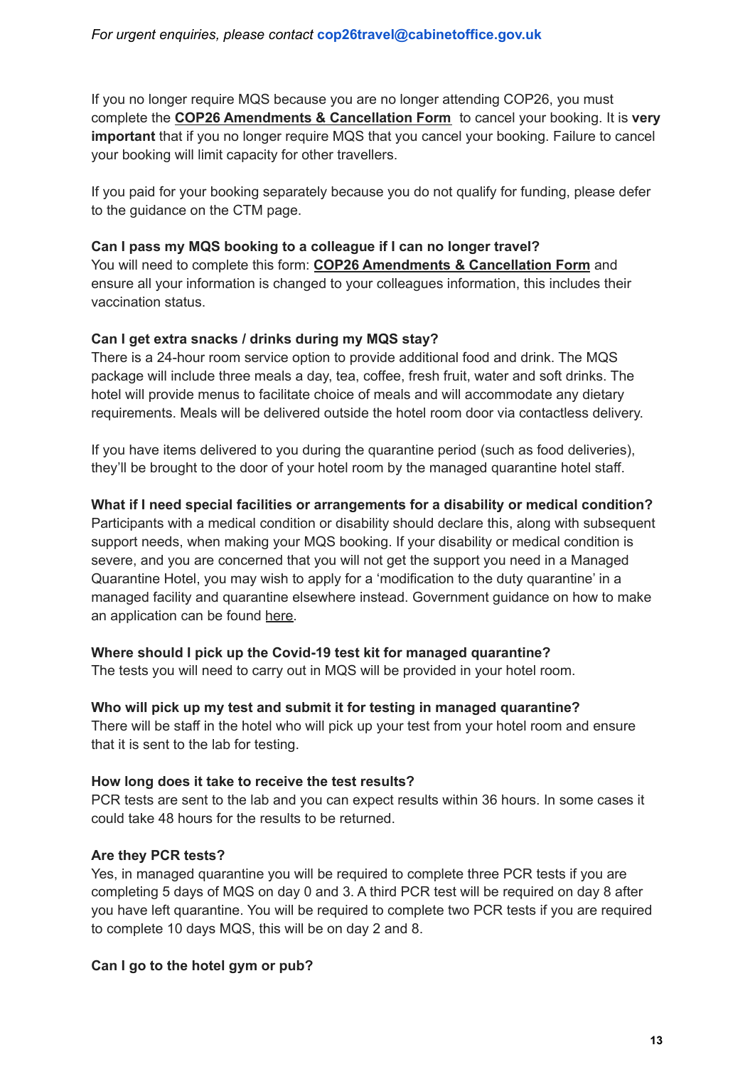*For urgent enquiries, please contact* **cop26travel@cabinetoffice.gov.uk**

If you no longer require MQS because you are no longer attending COP26, you must complete the **COP26 Amendments & Cancellation Form** to cancel your booking. It is **very important** that if you no longer require MQS that you cancel your booking. Failure to cancel your booking will limit capacity for other travellers.

If you paid for your booking separately because you do not qualify for funding, please defer to the guidance on the CTM page.

**Can I pass my MQS booking to a colleague if I can no longer travel?**
You will need to complete this form: **COP26 Amendments & Cancellation Form** and ensure all your information is changed to your colleagues information, this includes their vaccination status.

**Can I get extra snacks / drinks during my MQS stay?**
There is a 24-hour room service option to provide additional food and drink. The MQS package will include three meals a day, tea, coffee, fresh fruit, water and soft drinks. The hotel will provide menus to facilitate choice of meals and will accommodate any dietary requirements. Meals will be delivered outside the hotel room door via contactless delivery.

If you have items delivered to you during the quarantine period (such as food deliveries), they'll be brought to the door of your hotel room by the managed quarantine hotel staff.

**What if I need special facilities or arrangements for a disability or medical condition?**
Participants with a medical condition or disability should declare this, along with subsequent support needs, when making your MQS booking. If your disability or medical condition is severe, and you are concerned that you will not get the support you need in a Managed Quarantine Hotel, you may wish to apply for a 'modification to the duty quarantine' in a managed facility and quarantine elsewhere instead. Government guidance on how to make an application can be found here.

**Where should I pick up the Covid-19 test kit for managed quarantine?**
The tests you will need to carry out in MQS will be provided in your hotel room.

**Who will pick up my test and submit it for testing in managed quarantine?**
There will be staff in the hotel who will pick up your test from your hotel room and ensure that it is sent to the lab for testing.

**How long does it take to receive the test results?**
PCR tests are sent to the lab and you can expect results within 36 hours. In some cases it could take 48 hours for the results to be returned.

**Are they PCR tests?**
Yes, in managed quarantine you will be required to complete three PCR tests if you are completing 5 days of MQS on day 0 and 3. A third PCR test will be required on day 8 after you have left quarantine. You will be required to complete two PCR tests if you are required to complete 10 days MQS, this will be on day 2 and 8.

**Can I go to the hotel gym or pub?**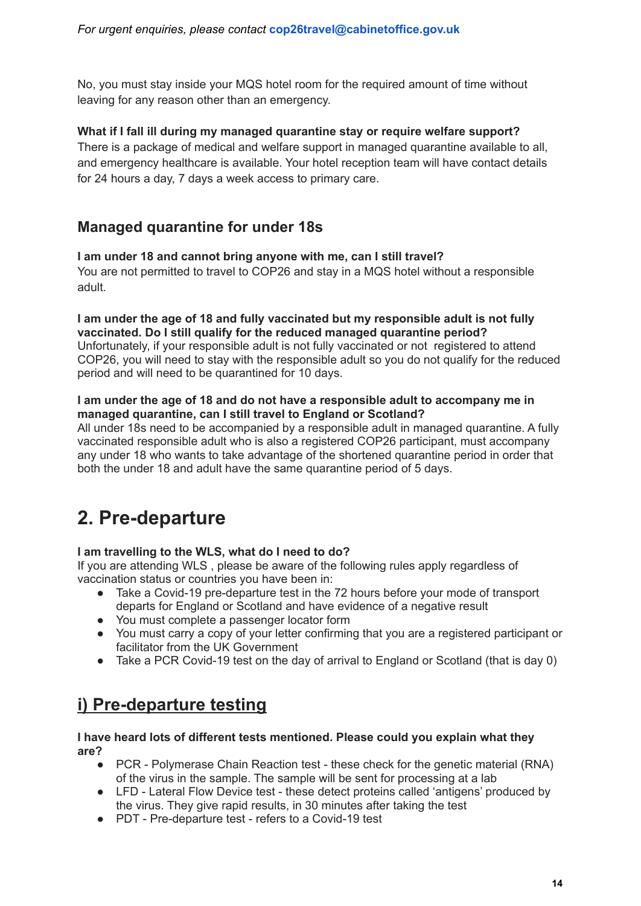*For urgent enquiries, please contact* **cop26travel@cabinetoffice.gov.uk**

No, you must stay inside your MQS hotel room for the required amount of time without leaving for any reason other than an emergency.

**What if I fall ill during my managed quarantine stay or require welfare support?**
There is a package of medical and welfare support in managed quarantine available to all, and emergency healthcare is available. Your hotel reception team will have contact details for 24 hours a day, 7 days a week access to primary care.

### Managed quarantine for under 18s

**I am under 18 and cannot bring anyone with me, can I still travel?**
You are not permitted to travel to COP26 and stay in a MQS hotel without a responsible adult.

**I am under the age of 18 and fully vaccinated but my responsible adult is not fully vaccinated. Do I still qualify for the reduced managed quarantine period?**
Unfortunately, if your responsible adult is not fully vaccinated or not registered to attend COP26, you will need to stay with the responsible adult so you do not qualify for the reduced period and will need to be quarantined for 10 days.

**I am under the age of 18 and do not have a responsible adult to accompany me in managed quarantine, can I still travel to England or Scotland?**
All under 18s need to be accompanied by a responsible adult in managed quarantine. A fully vaccinated responsible adult who is also a registered COP26 participant, must accompany any under 18 who wants to take advantage of the shortened quarantine period in order that both the under 18 and adult have the same quarantine period of 5 days.

## 2. Pre-departure

**I am travelling to the WLS, what do I need to do?**
If you are attending WLS , please be aware of the following rules apply regardless of vaccination status or countries you have been in:

- Take a Covid-19 pre-departure test in the 72 hours before your mode of transport departs for England or Scotland and have evidence of a negative result
- You must complete a passenger locator form
- You must carry a copy of your letter confirming that you are a registered participant or facilitator from the UK Government
- Take a PCR Covid-19 test on the day of arrival to England or Scotland (that is day 0)

## i) Pre-departure testing

**I have heard lots of different tests mentioned. Please could you explain what they are?**

- PCR - Polymerase Chain Reaction test - these check for the genetic material (RNA) of the virus in the sample. The sample will be sent for processing at a lab
- LFD - Lateral Flow Device test - these detect proteins called 'antigens' produced by the virus. They give rapid results, in 30 minutes after taking the test
- PDT - Pre-departure test - refers to a Covid-19 test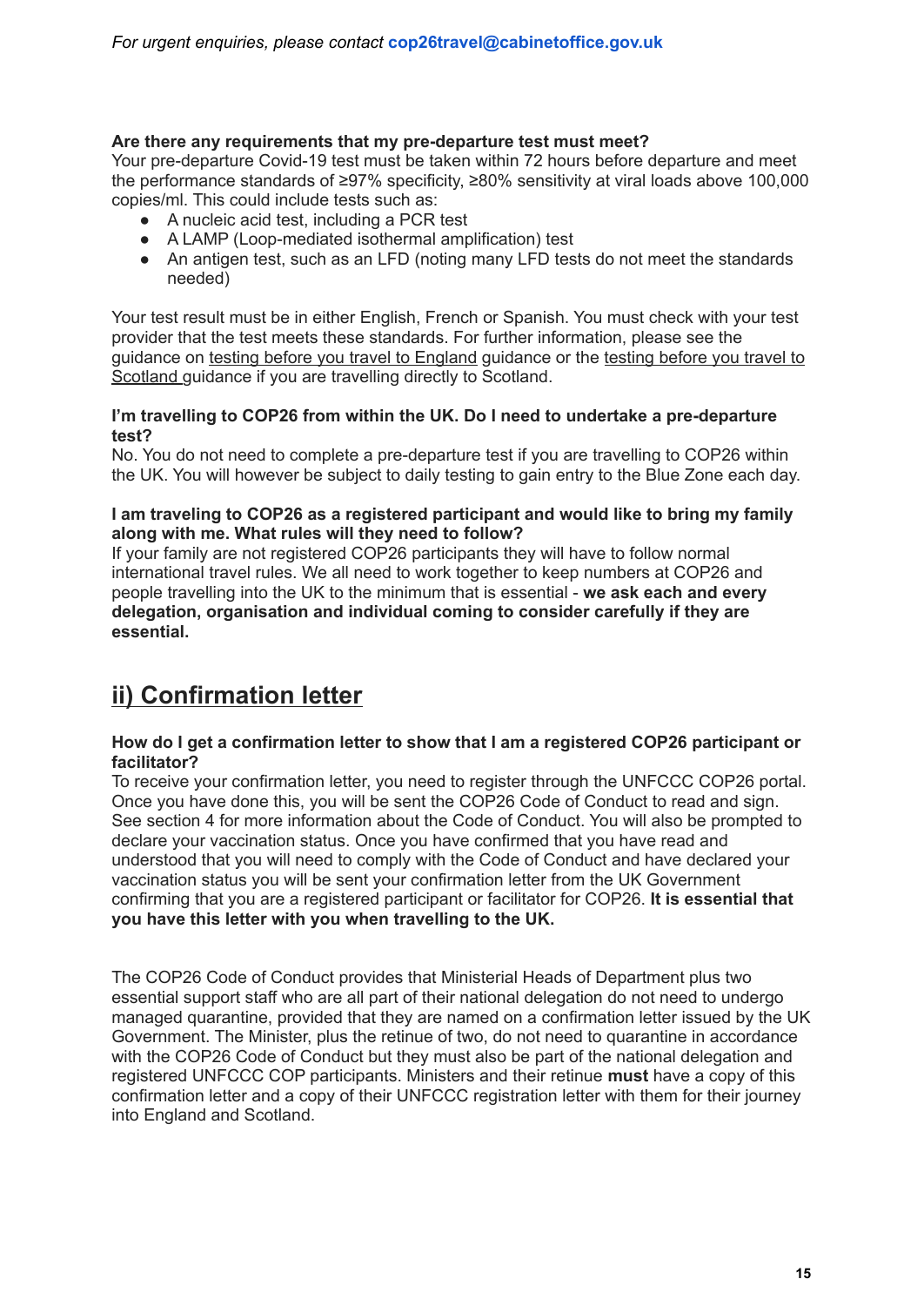*For urgent enquiries, please contact* **cop26travel@cabinetoffice.gov.uk**

**Are there any requirements that my pre-departure test must meet?**
Your pre-departure Covid-19 test must be taken within 72 hours before departure and meet the performance standards of ≥97% specificity, ≥80% sensitivity at viral loads above 100,000 copies/ml. This could include tests such as:

- A nucleic acid test, including a PCR test
- A LAMP (Loop-mediated isothermal amplification) test
- An antigen test, such as an LFD (noting many LFD tests do not meet the standards needed)

Your test result must be in either English, French or Spanish. You must check with your test provider that the test meets these standards. For further information, please see the guidance on testing before you travel to England guidance or the testing before you travel to Scotland guidance if you are travelling directly to Scotland.

**I'm travelling to COP26 from within the UK. Do I need to undertake a pre-departure test?**
No. You do not need to complete a pre-departure test if you are travelling to COP26 within the UK. You will however be subject to daily testing to gain entry to the Blue Zone each day.

**I am traveling to COP26 as a registered participant and would like to bring my family along with me. What rules will they need to follow?**
If your family are not registered COP26 participants they will have to follow normal international travel rules. We all need to work together to keep numbers at COP26 and people travelling into the UK to the minimum that is essential - **we ask each and every delegation, organisation and individual coming to consider carefully if they are essential.**

## ii) Confirmation letter

**How do I get a confirmation letter to show that I am a registered COP26 participant or facilitator?**
To receive your confirmation letter, you need to register through the UNFCCC COP26 portal. Once you have done this, you will be sent the COP26 Code of Conduct to read and sign. See section 4 for more information about the Code of Conduct. You will also be prompted to declare your vaccination status. Once you have confirmed that you have read and understood that you will need to comply with the Code of Conduct and have declared your vaccination status you will be sent your confirmation letter from the UK Government confirming that you are a registered participant or facilitator for COP26. **It is essential that you have this letter with you when travelling to the UK.**

The COP26 Code of Conduct provides that Ministerial Heads of Department plus two essential support staff who are all part of their national delegation do not need to undergo managed quarantine, provided that they are named on a confirmation letter issued by the UK Government. The Minister, plus the retinue of two, do not need to quarantine in accordance with the COP26 Code of Conduct but they must also be part of the national delegation and registered UNFCCC COP participants. Ministers and their retinue **must** have a copy of this confirmation letter and a copy of their UNFCCC registration letter with them for their journey into England and Scotland.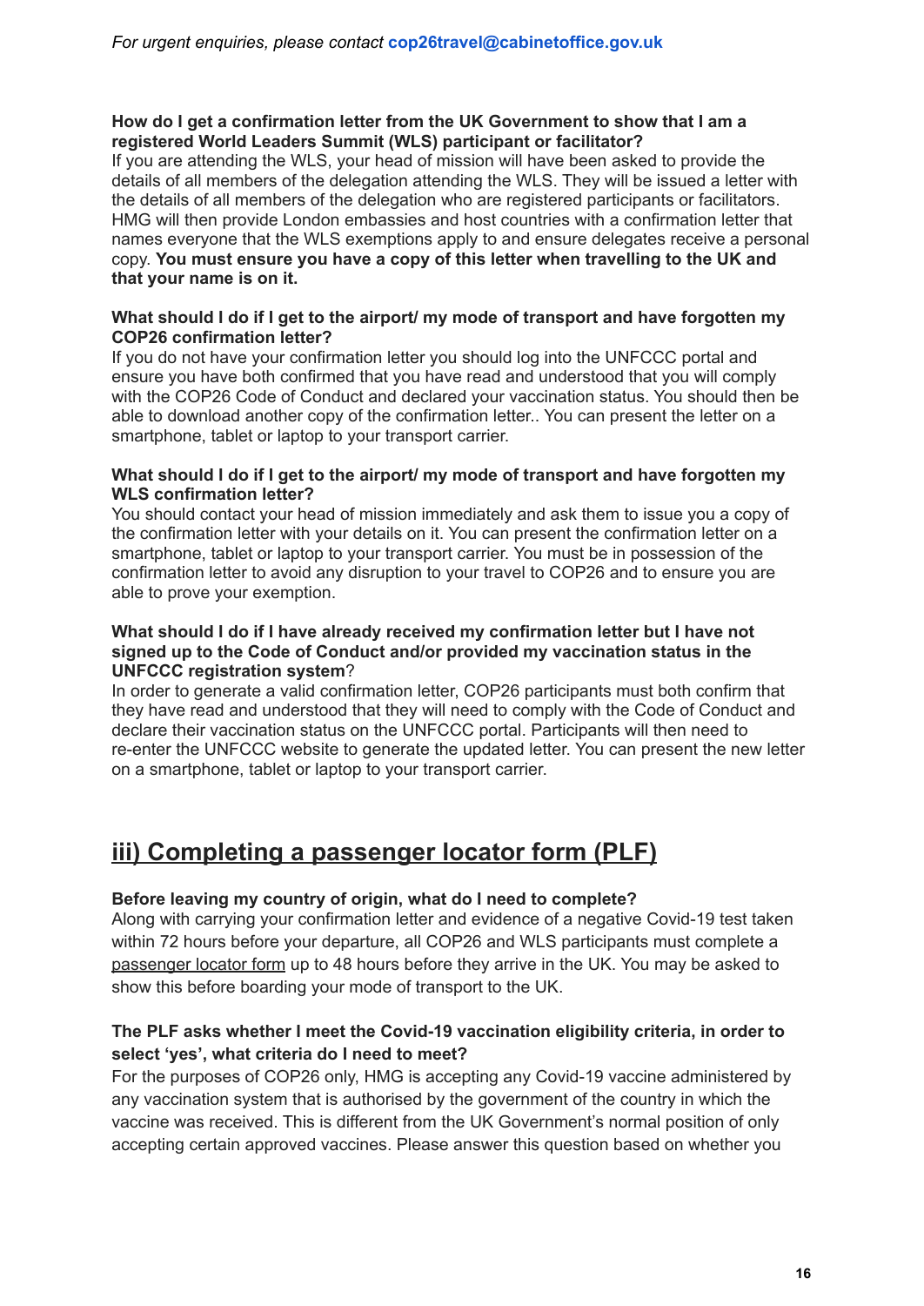*For urgent enquiries, please contact* **cop26travel@cabinetoffice.gov.uk**

**How do I get a confirmation letter from the UK Government to show that I am a registered World Leaders Summit (WLS) participant or facilitator?**
If you are attending the WLS, your head of mission will have been asked to provide the details of all members of the delegation attending the WLS. They will be issued a letter with the details of all members of the delegation who are registered participants or facilitators. HMG will then provide London embassies and host countries with a confirmation letter that names everyone that the WLS exemptions apply to and ensure delegates receive a personal copy. **You must ensure you have a copy of this letter when travelling to the UK and that your name is on it.**

**What should I do if I get to the airport/ my mode of transport and have forgotten my COP26 confirmation letter?**
If you do not have your confirmation letter you should log into the UNFCCC portal and ensure you have both confirmed that you have read and understood that you will comply with the COP26 Code of Conduct and declared your vaccination status. You should then be able to download another copy of the confirmation letter.. You can present the letter on a smartphone, tablet or laptop to your transport carrier.

**What should I do if I get to the airport/ my mode of transport and have forgotten my WLS confirmation letter?**
You should contact your head of mission immediately and ask them to issue you a copy of the confirmation letter with your details on it. You can present the confirmation letter on a smartphone, tablet or laptop to your transport carrier. You must be in possession of the confirmation letter to avoid any disruption to your travel to COP26 and to ensure you are able to prove your exemption.

**What should I do if I have already received my confirmation letter but I have not signed up to the Code of Conduct and/or provided my vaccination status in the UNFCCC registration system**?
In order to generate a valid confirmation letter, COP26 participants must both confirm that they have read and understood that they will need to comply with the Code of Conduct and declare their vaccination status on the UNFCCC portal. Participants will then need to re-enter the UNFCCC website to generate the updated letter. You can present the new letter on a smartphone, tablet or laptop to your transport carrier.

## iii) Completing a passenger locator form (PLF)

**Before leaving my country of origin, what do I need to complete?**
Along with carrying your confirmation letter and evidence of a negative Covid-19 test taken within 72 hours before your departure, all COP26 and WLS participants must complete a passenger locator form up to 48 hours before they arrive in the UK. You may be asked to show this before boarding your mode of transport to the UK.

**The PLF asks whether I meet the Covid-19 vaccination eligibility criteria, in order to select 'yes', what criteria do I need to meet?**
For the purposes of COP26 only, HMG is accepting any Covid-19 vaccine administered by any vaccination system that is authorised by the government of the country in which the vaccine was received. This is different from the UK Government's normal position of only accepting certain approved vaccines. Please answer this question based on whether you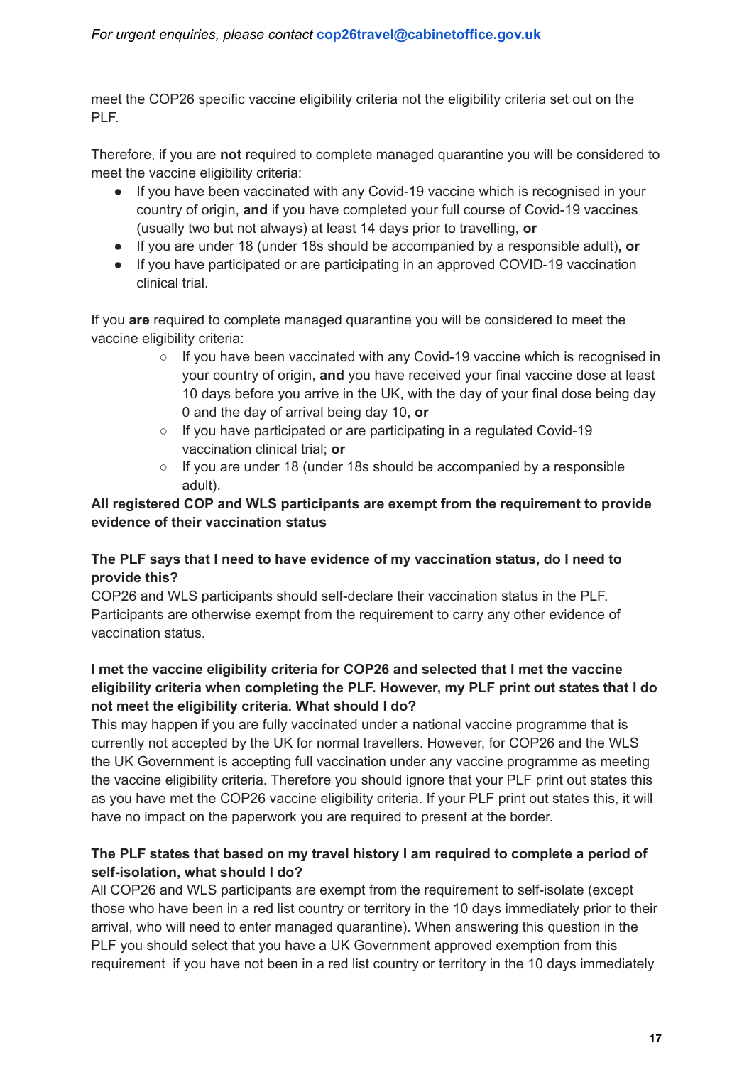meet the COP26 specific vaccine eligibility criteria not the eligibility criteria set out on the PLF.

Therefore, if you are **not** required to complete managed quarantine you will be considered to meet the vaccine eligibility criteria:

- If you have been vaccinated with any Covid-19 vaccine which is recognised in your country of origin, **and** if you have completed your full course of Covid-19 vaccines (usually two but not always) at least 14 days prior to travelling, **or**
- If you are under 18 (under 18s should be accompanied by a responsible adult)**, or**
- If you have participated or are participating in an approved COVID-19 vaccination clinical trial.

If you **are** required to complete managed quarantine you will be considered to meet the vaccine eligibility criteria:

- If you have been vaccinated with any Covid-19 vaccine which is recognised in your country of origin, **and** you have received your final vaccine dose at least 10 days before you arrive in the UK, with the day of your final dose being day 0 and the day of arrival being day 10, **or**
- If you have participated or are participating in a regulated Covid-19 vaccination clinical trial; **or**
- If you are under 18 (under 18s should be accompanied by a responsible adult).

**All registered COP and WLS participants are exempt from the requirement to provide evidence of their vaccination status**

**The PLF says that I need to have evidence of my vaccination status, do I need to provide this?**

COP26 and WLS participants should self-declare their vaccination status in the PLF. Participants are otherwise exempt from the requirement to carry any other evidence of vaccination status.

**I met the vaccine eligibility criteria for COP26 and selected that I met the vaccine eligibility criteria when completing the PLF. However, my PLF print out states that I do not meet the eligibility criteria. What should I do?**

This may happen if you are fully vaccinated under a national vaccine programme that is currently not accepted by the UK for normal travellers. However, for COP26 and the WLS the UK Government is accepting full vaccination under any vaccine programme as meeting the vaccine eligibility criteria. Therefore you should ignore that your PLF print out states this as you have met the COP26 vaccine eligibility criteria. If your PLF print out states this, it will have no impact on the paperwork you are required to present at the border.

**The PLF states that based on my travel history I am required to complete a period of self-isolation, what should I do?**

All COP26 and WLS participants are exempt from the requirement to self-isolate (except those who have been in a red list country or territory in the 10 days immediately prior to their arrival, who will need to enter managed quarantine). When answering this question in the PLF you should select that you have a UK Government approved exemption from this requirement if you have not been in a red list country or territory in the 10 days immediately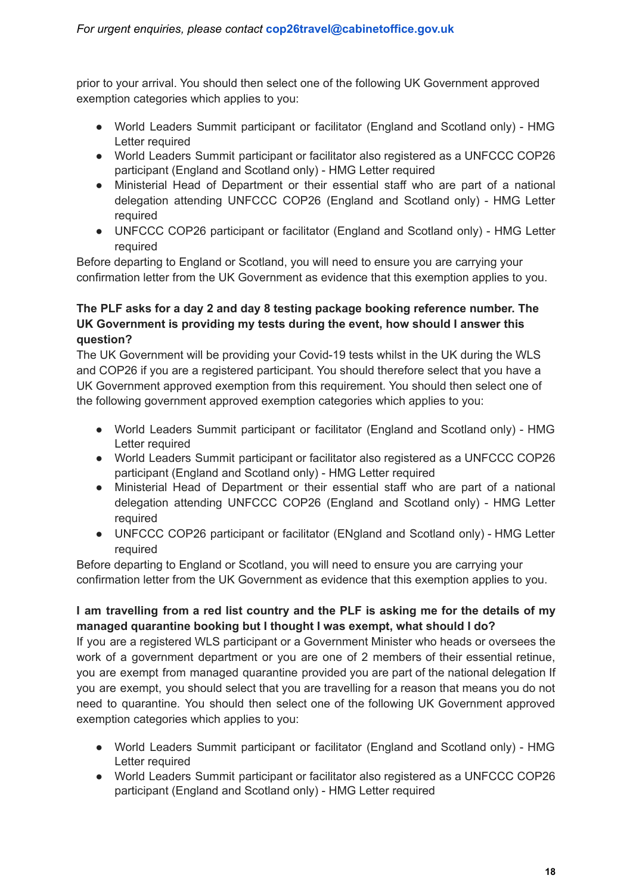prior to your arrival. You should then select one of the following UK Government approved exemption categories which applies to you:

- World Leaders Summit participant or facilitator (England and Scotland only) - HMG Letter required
- World Leaders Summit participant or facilitator also registered as a UNFCCC COP26 participant (England and Scotland only) - HMG Letter required
- Ministerial Head of Department or their essential staff who are part of a national delegation attending UNFCCC COP26 (England and Scotland only) - HMG Letter required
- UNFCCC COP26 participant or facilitator (England and Scotland only) - HMG Letter required

Before departing to England or Scotland, you will need to ensure you are carrying your confirmation letter from the UK Government as evidence that this exemption applies to you.

**The PLF asks for a day 2 and day 8 testing package booking reference number. The UK Government is providing my tests during the event, how should I answer this question?**

The UK Government will be providing your Covid-19 tests whilst in the UK during the WLS and COP26 if you are a registered participant. You should therefore select that you have a UK Government approved exemption from this requirement. You should then select one of the following government approved exemption categories which applies to you:

- World Leaders Summit participant or facilitator (England and Scotland only) - HMG Letter required
- World Leaders Summit participant or facilitator also registered as a UNFCCC COP26 participant (England and Scotland only) - HMG Letter required
- Ministerial Head of Department or their essential staff who are part of a national delegation attending UNFCCC COP26 (England and Scotland only) - HMG Letter required
- UNFCCC COP26 participant or facilitator (ENgland and Scotland only) - HMG Letter required

Before departing to England or Scotland, you will need to ensure you are carrying your confirmation letter from the UK Government as evidence that this exemption applies to you.

**I am travelling from a red list country and the PLF is asking me for the details of my managed quarantine booking but I thought I was exempt, what should I do?**

If you are a registered WLS participant or a Government Minister who heads or oversees the work of a government department or you are one of 2 members of their essential retinue, you are exempt from managed quarantine provided you are part of the national delegation If you are exempt, you should select that you are travelling for a reason that means you do not need to quarantine. You should then select one of the following UK Government approved exemption categories which applies to you:

- World Leaders Summit participant or facilitator (England and Scotland only) - HMG Letter required
- World Leaders Summit participant or facilitator also registered as a UNFCCC COP26 participant (England and Scotland only) - HMG Letter required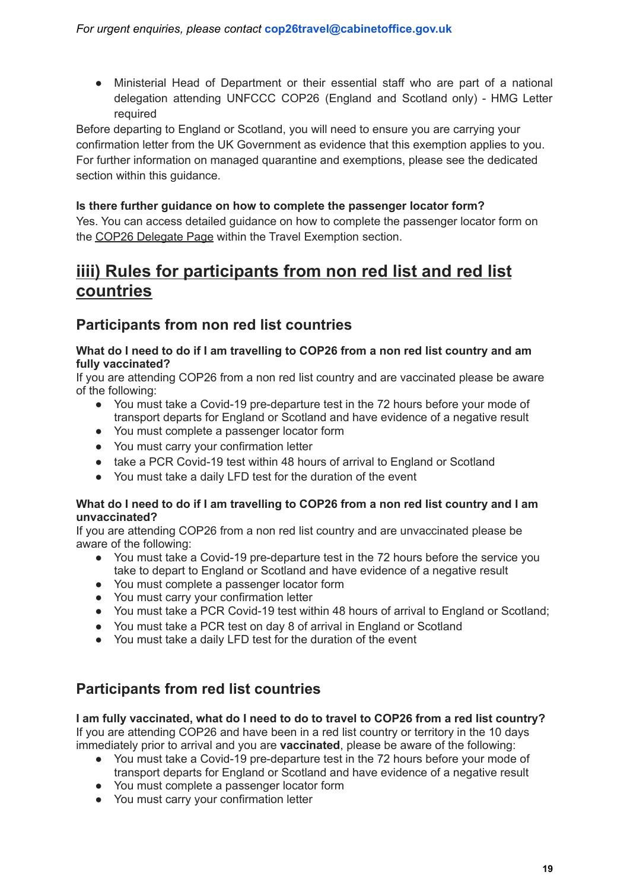*For urgent enquiries, please contact* **cop26travel@cabinetoffice.gov.uk**

- Ministerial Head of Department or their essential staff who are part of a national delegation attending UNFCCC COP26 (England and Scotland only) - HMG Letter required

Before departing to England or Scotland, you will need to ensure you are carrying your confirmation letter from the UK Government as evidence that this exemption applies to you. For further information on managed quarantine and exemptions, please see the dedicated section within this guidance.

**Is there further guidance on how to complete the passenger locator form?**
Yes. You can access detailed guidance on how to complete the passenger locator form on the COP26 Delegate Page within the Travel Exemption section.

## iiii) Rules for participants from non red list and red list countries

### Participants from non red list countries

**What do I need to do if I am travelling to COP26 from a non red list country and am fully vaccinated?**
If you are attending COP26 from a non red list country and are vaccinated please be aware of the following:

- You must take a Covid-19 pre-departure test in the 72 hours before your mode of transport departs for England or Scotland and have evidence of a negative result
- You must complete a passenger locator form
- You must carry your confirmation letter
- take a PCR Covid-19 test within 48 hours of arrival to England or Scotland
- You must take a daily LFD test for the duration of the event

**What do I need to do if I am travelling to COP26 from a non red list country and I am unvaccinated?**
If you are attending COP26 from a non red list country and are unvaccinated please be aware of the following:

- You must take a Covid-19 pre-departure test in the 72 hours before the service you take to depart to England or Scotland and have evidence of a negative result
- You must complete a passenger locator form
- You must carry your confirmation letter
- You must take a PCR Covid-19 test within 48 hours of arrival to England or Scotland;
- You must take a PCR test on day 8 of arrival in England or Scotland
- You must take a daily LFD test for the duration of the event

### Participants from red list countries

**I am fully vaccinated, what do I need to do to travel to COP26 from a red list country?**
If you are attending COP26 and have been in a red list country or territory in the 10 days immediately prior to arrival and you are **vaccinated**, please be aware of the following:

- You must take a Covid-19 pre-departure test in the 72 hours before your mode of transport departs for England or Scotland and have evidence of a negative result
- You must complete a passenger locator form
- You must carry your confirmation letter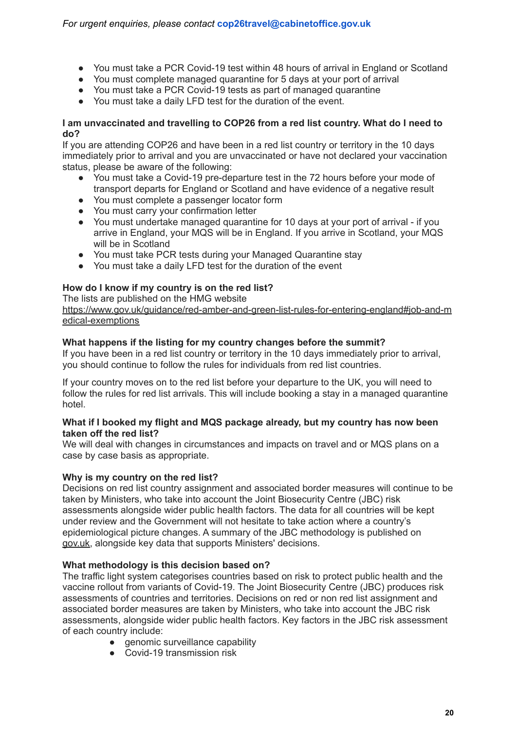*For urgent enquiries, please contact* **cop26travel@cabinetoffice.gov.uk**

- You must take a PCR Covid-19 test within 48 hours of arrival in England or Scotland
- You must complete managed quarantine for 5 days at your port of arrival
- You must take a PCR Covid-19 tests as part of managed quarantine
- You must take a daily LFD test for the duration of the event.

**I am unvaccinated and travelling to COP26 from a red list country. What do I need to do?**

If you are attending COP26 and have been in a red list country or territory in the 10 days immediately prior to arrival and you are unvaccinated or have not declared your vaccination status, please be aware of the following:

- You must take a Covid-19 pre-departure test in the 72 hours before your mode of transport departs for England or Scotland and have evidence of a negative result
- You must complete a passenger locator form
- You must carry your confirmation letter
- You must undertake managed quarantine for 10 days at your port of arrival - if you arrive in England, your MQS will be in England. If you arrive in Scotland, your MQS will be in Scotland
- You must take PCR tests during your Managed Quarantine stay
- You must take a daily LFD test for the duration of the event

**How do I know if my country is on the red list?**

The lists are published on the HMG website
https://www.gov.uk/guidance/red-amber-and-green-list-rules-for-entering-england#job-and-medical-exemptions

**What happens if the listing for my country changes before the summit?**

If you have been in a red list country or territory in the 10 days immediately prior to arrival, you should continue to follow the rules for individuals from red list countries.

If your country moves on to the red list before your departure to the UK, you will need to follow the rules for red list arrivals. This will include booking a stay in a managed quarantine hotel.

**What if I booked my flight and MQS package already, but my country has now been taken off the red list?**

We will deal with changes in circumstances and impacts on travel and or MQS plans on a case by case basis as appropriate.

**Why is my country on the red list?**

Decisions on red list country assignment and associated border measures will continue to be taken by Ministers, who take into account the Joint Biosecurity Centre (JBC) risk assessments alongside wider public health factors. The data for all countries will be kept under review and the Government will not hesitate to take action where a country's epidemiological picture changes. A summary of the JBC methodology is published on gov.uk, alongside key data that supports Ministers' decisions.

**What methodology is this decision based on?**

The traffic light system categorises countries based on risk to protect public health and the vaccine rollout from variants of Covid-19. The Joint Biosecurity Centre (JBC) produces risk assessments of countries and territories. Decisions on red or non red list assignment and associated border measures are taken by Ministers, who take into account the JBC risk assessments, alongside wider public health factors. Key factors in the JBC risk assessment of each country include:

- genomic surveillance capability
- Covid-19 transmission risk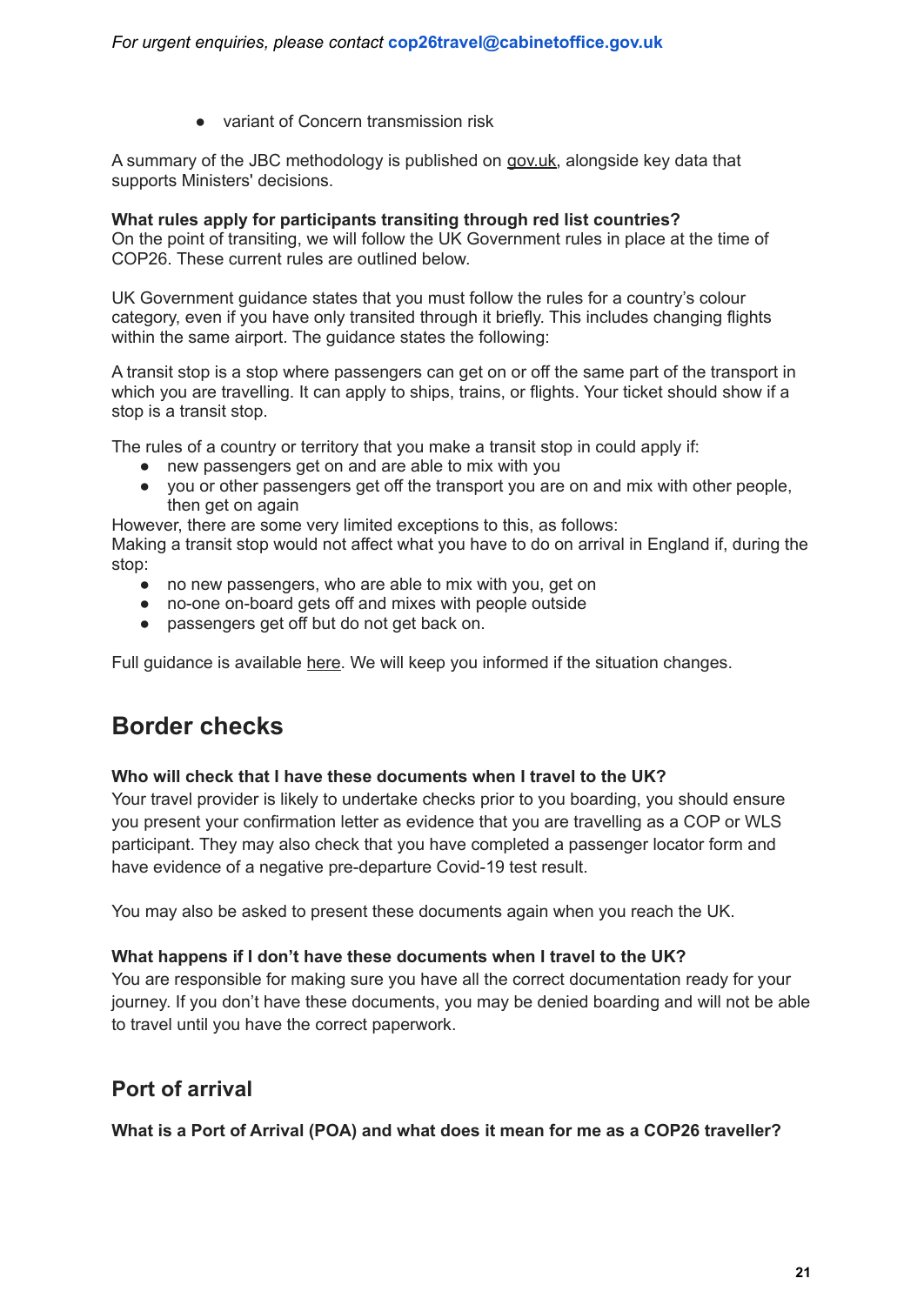*For urgent enquiries, please contact* **cop26travel@cabinetoffice.gov.uk**

- variant of Concern transmission risk

A summary of the JBC methodology is published on gov.uk, alongside key data that supports Ministers' decisions.

**What rules apply for participants transiting through red list countries?**
On the point of transiting, we will follow the UK Government rules in place at the time of COP26. These current rules are outlined below.

UK Government guidance states that you must follow the rules for a country's colour category, even if you have only transited through it briefly. This includes changing flights within the same airport. The guidance states the following:

A transit stop is a stop where passengers can get on or off the same part of the transport in which you are travelling. It can apply to ships, trains, or flights. Your ticket should show if a stop is a transit stop.

The rules of a country or territory that you make a transit stop in could apply if:

- new passengers get on and are able to mix with you
- you or other passengers get off the transport you are on and mix with other people, then get on again

However, there are some very limited exceptions to this, as follows:
Making a transit stop would not affect what you have to do on arrival in England if, during the stop:

- no new passengers, who are able to mix with you, get on
- no-one on-board gets off and mixes with people outside
- passengers get off but do not get back on.

Full guidance is available here. We will keep you informed if the situation changes.

## Border checks

**Who will check that I have these documents when I travel to the UK?**
Your travel provider is likely to undertake checks prior to you boarding, you should ensure you present your confirmation letter as evidence that you are travelling as a COP or WLS participant. They may also check that you have completed a passenger locator form and have evidence of a negative pre-departure Covid-19 test result.

You may also be asked to present these documents again when you reach the UK.

**What happens if I don't have these documents when I travel to the UK?**
You are responsible for making sure you have all the correct documentation ready for your journey. If you don't have these documents, you may be denied boarding and will not be able to travel until you have the correct paperwork.

## Port of arrival

**What is a Port of Arrival (POA) and what does it mean for me as a COP26 traveller?**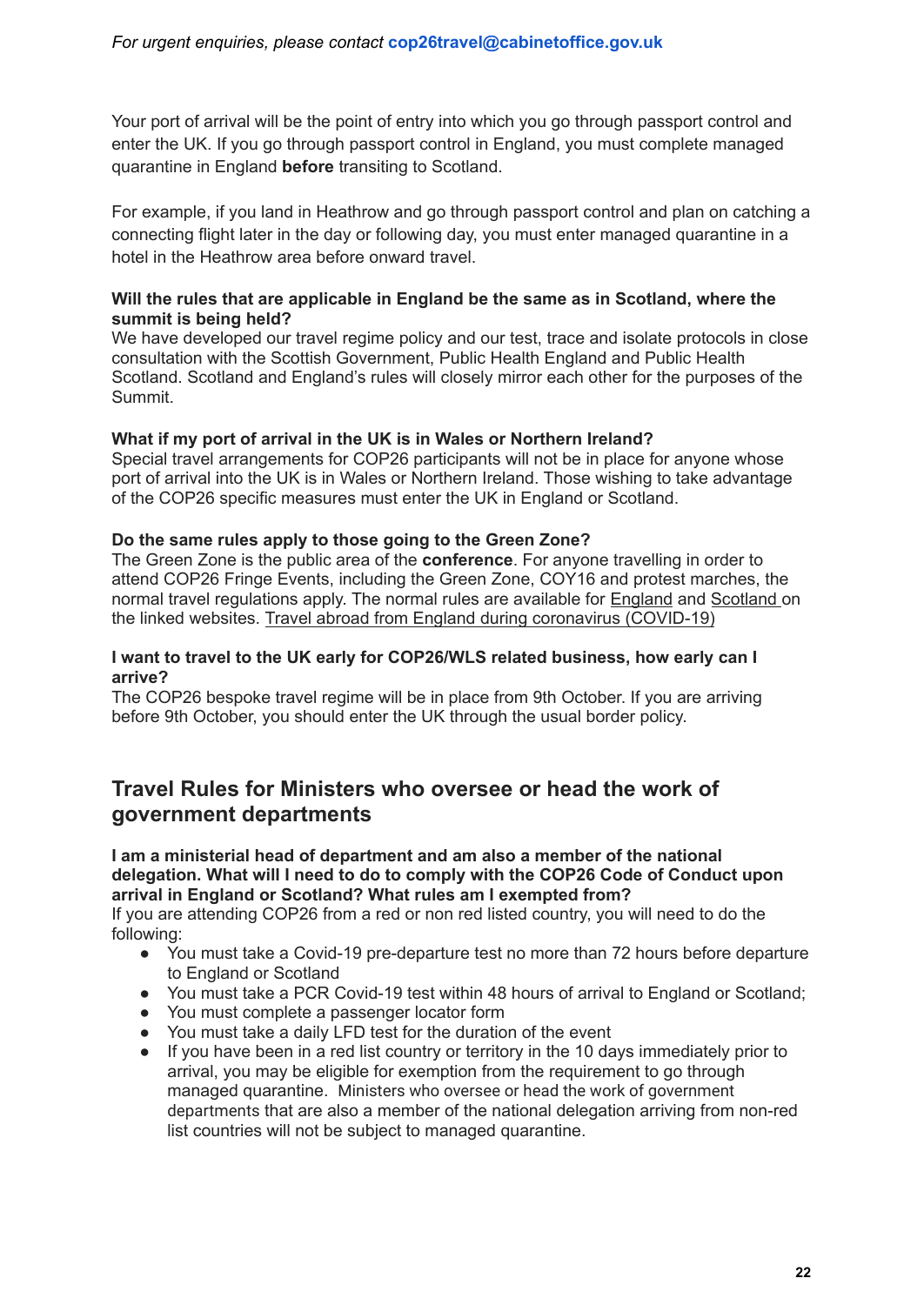*For urgent enquiries, please contact* **cop26travel@cabinetoffice.gov.uk**

Your port of arrival will be the point of entry into which you go through passport control and enter the UK. If you go through passport control in England, you must complete managed quarantine in England **before** transiting to Scotland.

For example, if you land in Heathrow and go through passport control and plan on catching a connecting flight later in the day or following day, you must enter managed quarantine in a hotel in the Heathrow area before onward travel.

**Will the rules that are applicable in England be the same as in Scotland, where the summit is being held?**
We have developed our travel regime policy and our test, trace and isolate protocols in close consultation with the Scottish Government, Public Health England and Public Health Scotland. Scotland and England's rules will closely mirror each other for the purposes of the Summit.

**What if my port of arrival in the UK is in Wales or Northern Ireland?**
Special travel arrangements for COP26 participants will not be in place for anyone whose port of arrival into the UK is in Wales or Northern Ireland. Those wishing to take advantage of the COP26 specific measures must enter the UK in England or Scotland.

**Do the same rules apply to those going to the Green Zone?**
The Green Zone is the public area of the **conference**. For anyone travelling in order to attend COP26 Fringe Events, including the Green Zone, COY16 and protest marches, the normal travel regulations apply. The normal rules are available for England and Scotland on the linked websites. Travel abroad from England during coronavirus (COVID-19)

**I want to travel to the UK early for COP26/WLS related business, how early can I arrive?**
The COP26 bespoke travel regime will be in place from 9th October. If you are arriving before 9th October, you should enter the UK through the usual border policy.

## Travel Rules for Ministers who oversee or head the work of government departments

**I am a ministerial head of department and am also a member of the national delegation. What will I need to do to comply with the COP26 Code of Conduct upon arrival in England or Scotland? What rules am I exempted from?**
If you are attending COP26 from a red or non red listed country, you will need to do the following:

- You must take a Covid-19 pre-departure test no more than 72 hours before departure to England or Scotland
- You must take a PCR Covid-19 test within 48 hours of arrival to England or Scotland;
- You must complete a passenger locator form
- You must take a daily LFD test for the duration of the event
- If you have been in a red list country or territory in the 10 days immediately prior to arrival, you may be eligible for exemption from the requirement to go through managed quarantine. Ministers who oversee or head the work of government departments that are also a member of the national delegation arriving from non-red list countries will not be subject to managed quarantine.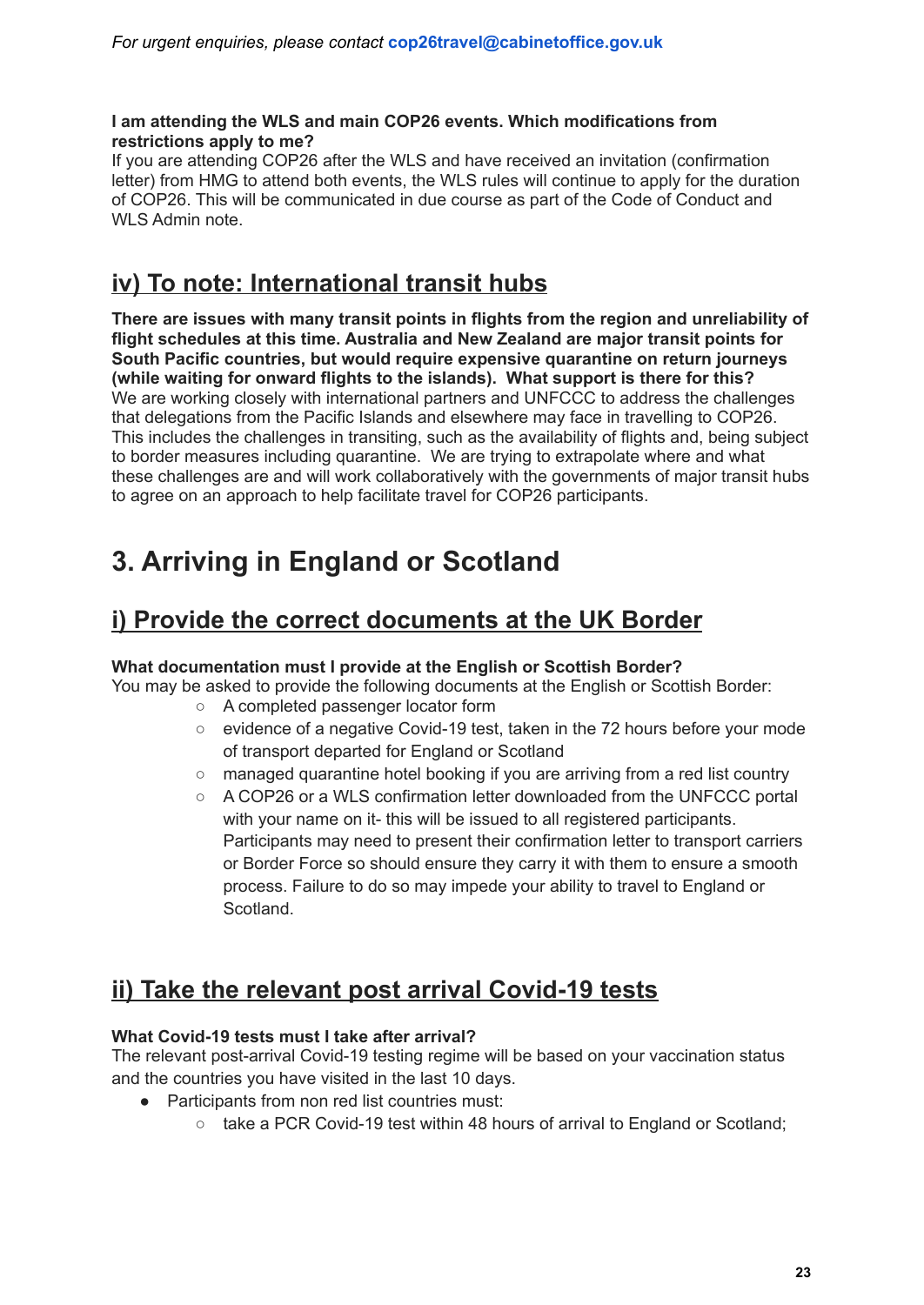*For urgent enquiries, please contact* **cop26travel@cabinetoffice.gov.uk**

**I am attending the WLS and main COP26 events. Which modifications from restrictions apply to me?**
If you are attending COP26 after the WLS and have received an invitation (confirmation letter) from HMG to attend both events, the WLS rules will continue to apply for the duration of COP26. This will be communicated in due course as part of the Code of Conduct and WLS Admin note.

## iv) To note: International transit hubs

**There are issues with many transit points in flights from the region and unreliability of flight schedules at this time. Australia and New Zealand are major transit points for South Pacific countries, but would require expensive quarantine on return journeys (while waiting for onward flights to the islands). What support is there for this?**
We are working closely with international partners and UNFCCC to address the challenges that delegations from the Pacific Islands and elsewhere may face in travelling to COP26. This includes the challenges in transiting, such as the availability of flights and, being subject to border measures including quarantine. We are trying to extrapolate where and what these challenges are and will work collaboratively with the governments of major transit hubs to agree on an approach to help facilitate travel for COP26 participants.

# 3. Arriving in England or Scotland

## i) Provide the correct documents at the UK Border

**What documentation must I provide at the English or Scottish Border?**
You may be asked to provide the following documents at the English or Scottish Border:

- A completed passenger locator form
- evidence of a negative Covid-19 test, taken in the 72 hours before your mode of transport departed for England or Scotland
- managed quarantine hotel booking if you are arriving from a red list country
- A COP26 or a WLS confirmation letter downloaded from the UNFCCC portal with your name on it- this will be issued to all registered participants. Participants may need to present their confirmation letter to transport carriers or Border Force so should ensure they carry it with them to ensure a smooth process. Failure to do so may impede your ability to travel to England or Scotland.

## ii) Take the relevant post arrival Covid-19 tests

**What Covid-19 tests must I take after arrival?**
The relevant post-arrival Covid-19 testing regime will be based on your vaccination status and the countries you have visited in the last 10 days.

- Participants from non red list countries must:
    - take a PCR Covid-19 test within 48 hours of arrival to England or Scotland;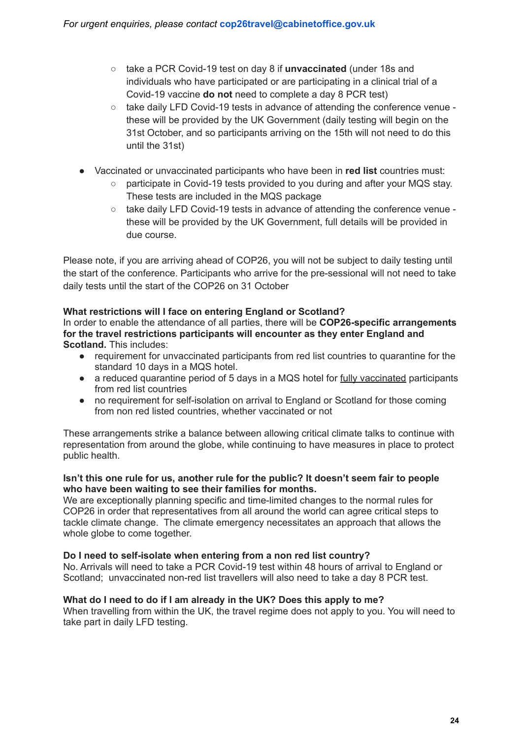- take a PCR Covid-19 test on day 8 if **unvaccinated** (under 18s and individuals who have participated or are participating in a clinical trial of a Covid-19 vaccine **do not** need to complete a day 8 PCR test)
  - take daily LFD Covid-19 tests in advance of attending the conference venue - these will be provided by the UK Government (daily testing will begin on the 31st October, and so participants arriving on the 15th will not need to do this until the 31st)

- Vaccinated or unvaccinated participants who have been in **red list** countries must:
  - participate in Covid-19 tests provided to you during and after your MQS stay. These tests are included in the MQS package
  - take daily LFD Covid-19 tests in advance of attending the conference venue - these will be provided by the UK Government, full details will be provided in due course.

Please note, if you are arriving ahead of COP26, you will not be subject to daily testing until the start of the conference. Participants who arrive for the pre-sessional will not need to take daily tests until the start of the COP26 on 31 October

**What restrictions will I face on entering England or Scotland?**
In order to enable the attendance of all parties, there will be **COP26-specific arrangements for the travel restrictions participants will encounter as they enter England and Scotland.** This includes:

- requirement for unvaccinated participants from red list countries to quarantine for the standard 10 days in a MQS hotel.
- a reduced quarantine period of 5 days in a MQS hotel for fully vaccinated participants from red list countries
- no requirement for self-isolation on arrival to England or Scotland for those coming from non red listed countries, whether vaccinated or not

These arrangements strike a balance between allowing critical climate talks to continue with representation from around the globe, while continuing to have measures in place to protect public health.

**Isn't this one rule for us, another rule for the public? It doesn't seem fair to people who have been waiting to see their families for months.**
We are exceptionally planning specific and time-limited changes to the normal rules for COP26 in order that representatives from all around the world can agree critical steps to tackle climate change. The climate emergency necessitates an approach that allows the whole globe to come together.

**Do I need to self-isolate when entering from a non red list country?**
No. Arrivals will need to take a PCR Covid-19 test within 48 hours of arrival to England or Scotland; unvaccinated non-red list travellers will also need to take a day 8 PCR test.

**What do I need to do if I am already in the UK? Does this apply to me?**
When travelling from within the UK, the travel regime does not apply to you. You will need to take part in daily LFD testing.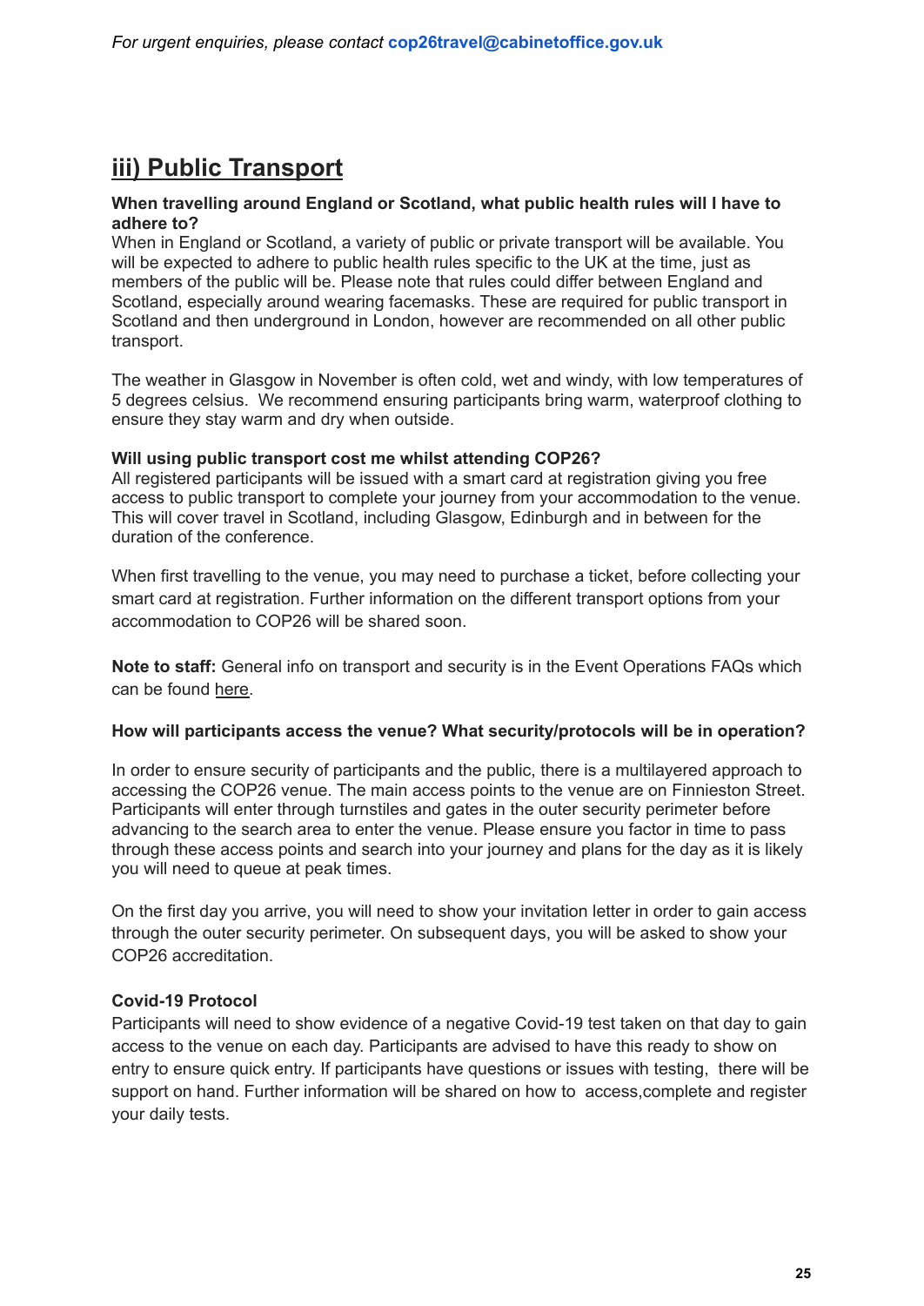*For urgent enquiries, please contact* **cop26travel@cabinetoffice.gov.uk**

## iii) Public Transport

**When travelling around England or Scotland, what public health rules will I have to adhere to?**
When in England or Scotland, a variety of public or private transport will be available. You will be expected to adhere to public health rules specific to the UK at the time, just as members of the public will be. Please note that rules could differ between England and Scotland, especially around wearing facemasks. These are required for public transport in Scotland and then underground in London, however are recommended on all other public transport.

The weather in Glasgow in November is often cold, wet and windy, with low temperatures of 5 degrees celsius. We recommend ensuring participants bring warm, waterproof clothing to ensure they stay warm and dry when outside.

**Will using public transport cost me whilst attending COP26?**
All registered participants will be issued with a smart card at registration giving you free access to public transport to complete your journey from your accommodation to the venue. This will cover travel in Scotland, including Glasgow, Edinburgh and in between for the duration of the conference.

When first travelling to the venue, you may need to purchase a ticket, before collecting your smart card at registration. Further information on the different transport options from your accommodation to COP26 will be shared soon.

**Note to staff:** General info on transport and security is in the Event Operations FAQs which can be found here.

**How will participants access the venue? What security/protocols will be in operation?**

In order to ensure security of participants and the public, there is a multilayered approach to accessing the COP26 venue. The main access points to the venue are on Finnieston Street. Participants will enter through turnstiles and gates in the outer security perimeter before advancing to the search area to enter the venue. Please ensure you factor in time to pass through these access points and search into your journey and plans for the day as it is likely you will need to queue at peak times.

On the first day you arrive, you will need to show your invitation letter in order to gain access through the outer security perimeter. On subsequent days, you will be asked to show your COP26 accreditation.

**Covid-19 Protocol**
Participants will need to show evidence of a negative Covid-19 test taken on that day to gain access to the venue on each day. Participants are advised to have this ready to show on entry to ensure quick entry. If participants have questions or issues with testing, there will be support on hand. Further information will be shared on how to access,complete and register your daily tests.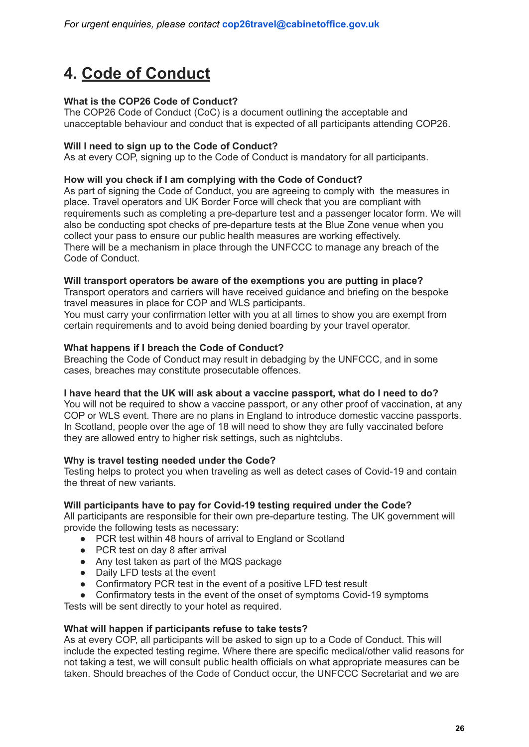*For urgent enquiries, please contact* **cop26travel@cabinetoffice.gov.uk**

# 4. Code of Conduct

**What is the COP26 Code of Conduct?**
The COP26 Code of Conduct (CoC) is a document outlining the acceptable and unacceptable behaviour and conduct that is expected of all participants attending COP26.

**Will I need to sign up to the Code of Conduct?**
As at every COP, signing up to the Code of Conduct is mandatory for all participants.

**How will you check if I am complying with the Code of Conduct?**
As part of signing the Code of Conduct, you are agreeing to comply with the measures in place. Travel operators and UK Border Force will check that you are compliant with requirements such as completing a pre-departure test and a passenger locator form. We will also be conducting spot checks of pre-departure tests at the Blue Zone venue when you collect your pass to ensure our public health measures are working effectively.
There will be a mechanism in place through the UNFCCC to manage any breach of the Code of Conduct.

**Will transport operators be aware of the exemptions you are putting in place?**
Transport operators and carriers will have received guidance and briefing on the bespoke travel measures in place for COP and WLS participants.
You must carry your confirmation letter with you at all times to show you are exempt from certain requirements and to avoid being denied boarding by your travel operator.

**What happens if I breach the Code of Conduct?**
Breaching the Code of Conduct may result in debadging by the UNFCCC, and in some cases, breaches may constitute prosecutable offences.

**I have heard that the UK will ask about a vaccine passport, what do I need to do?**
You will not be required to show a vaccine passport, or any other proof of vaccination, at any COP or WLS event. There are no plans in England to introduce domestic vaccine passports. In Scotland, people over the age of 18 will need to show they are fully vaccinated before they are allowed entry to higher risk settings, such as nightclubs.

**Why is travel testing needed under the Code?**
Testing helps to protect you when traveling as well as detect cases of Covid-19 and contain the threat of new variants.

**Will participants have to pay for Covid-19 testing required under the Code?**
All participants are responsible for their own pre-departure testing. The UK government will provide the following tests as necessary:

- PCR test within 48 hours of arrival to England or Scotland
- PCR test on day 8 after arrival
- Any test taken as part of the MQS package
- Daily LFD tests at the event
- Confirmatory PCR test in the event of a positive LFD test result
- Confirmatory tests in the event of the onset of symptoms Covid-19 symptoms

Tests will be sent directly to your hotel as required.

**What will happen if participants refuse to take tests?**
As at every COP, all participants will be asked to sign up to a Code of Conduct. This will include the expected testing regime. Where there are specific medical/other valid reasons for not taking a test, we will consult public health officials on what appropriate measures can be taken. Should breaches of the Code of Conduct occur, the UNFCCC Secretariat and we are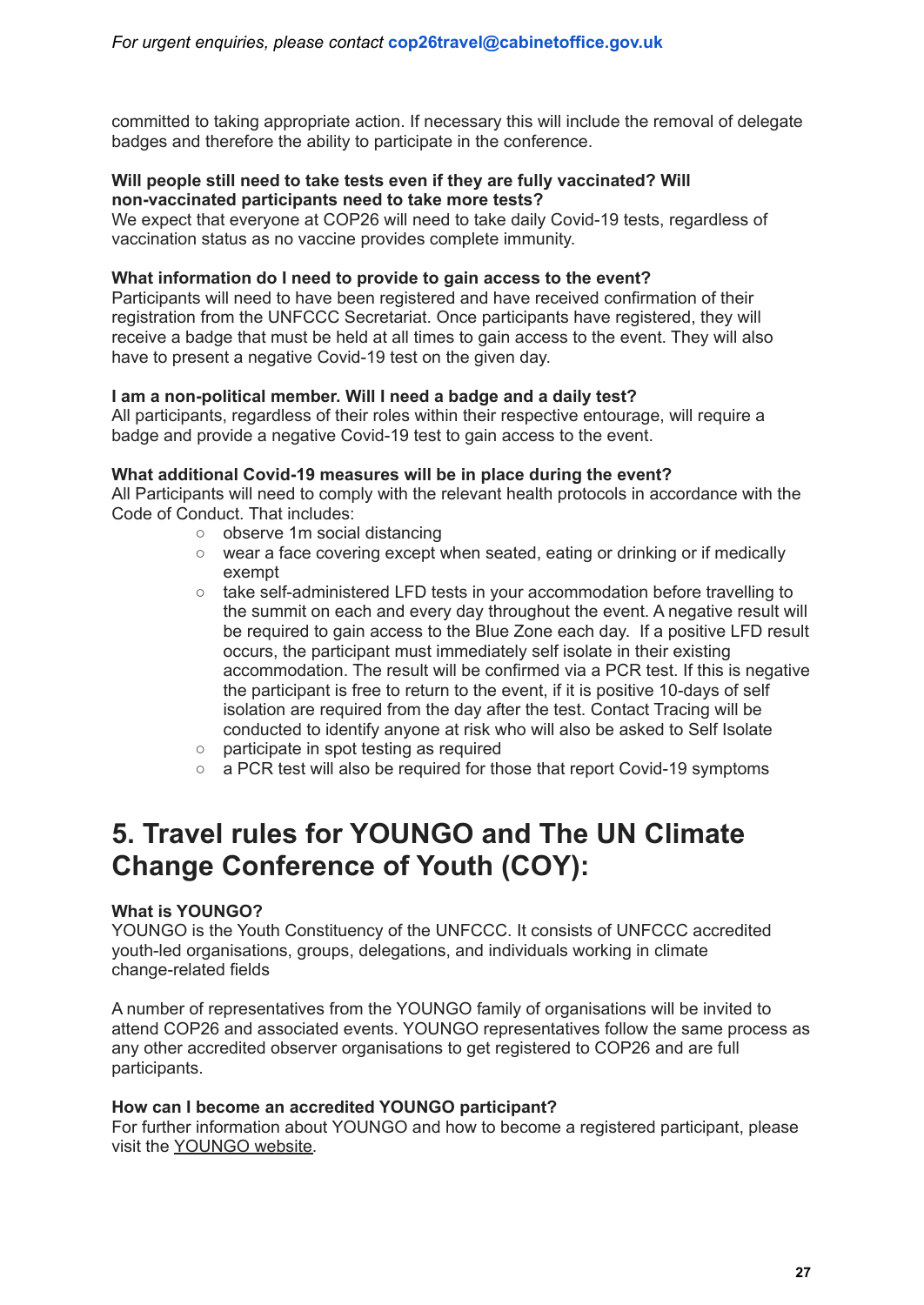committed to taking appropriate action. If necessary this will include the removal of delegate badges and therefore the ability to participate in the conference.

**Will people still need to take tests even if they are fully vaccinated? Will non-vaccinated participants need to take more tests?**
We expect that everyone at COP26 will need to take daily Covid-19 tests, regardless of vaccination status as no vaccine provides complete immunity.

**What information do I need to provide to gain access to the event?**
Participants will need to have been registered and have received confirmation of their registration from the UNFCCC Secretariat. Once participants have registered, they will receive a badge that must be held at all times to gain access to the event. They will also have to present a negative Covid-19 test on the given day.

**I am a non-political member. Will I need a badge and a daily test?**
All participants, regardless of their roles within their respective entourage, will require a badge and provide a negative Covid-19 test to gain access to the event.

**What additional Covid-19 measures will be in place during the event?**
All Participants will need to comply with the relevant health protocols in accordance with the Code of Conduct. That includes:

- observe 1m social distancing
- wear a face covering except when seated, eating or drinking or if medically exempt
- take self-administered LFD tests in your accommodation before travelling to the summit on each and every day throughout the event. A negative result will be required to gain access to the Blue Zone each day. If a positive LFD result occurs, the participant must immediately self isolate in their existing accommodation. The result will be confirmed via a PCR test. If this is negative the participant is free to return to the event, if it is positive 10-days of self isolation are required from the day after the test. Contact Tracing will be conducted to identify anyone at risk who will also be asked to Self Isolate
- participate in spot testing as required
- a PCR test will also be required for those that report Covid-19 symptoms

# 5. Travel rules for YOUNGO and The UN Climate Change Conference of Youth (COY):

**What is YOUNGO?**
YOUNGO is the Youth Constituency of the UNFCCC. It consists of UNFCCC accredited youth-led organisations, groups, delegations, and individuals working in climate change-related fields

A number of representatives from the YOUNGO family of organisations will be invited to attend COP26 and associated events. YOUNGO representatives follow the same process as any other accredited observer organisations to get registered to COP26 and are full participants.

**How can I become an accredited YOUNGO participant?**
For further information about YOUNGO and how to become a registered participant, please visit the YOUNGO website.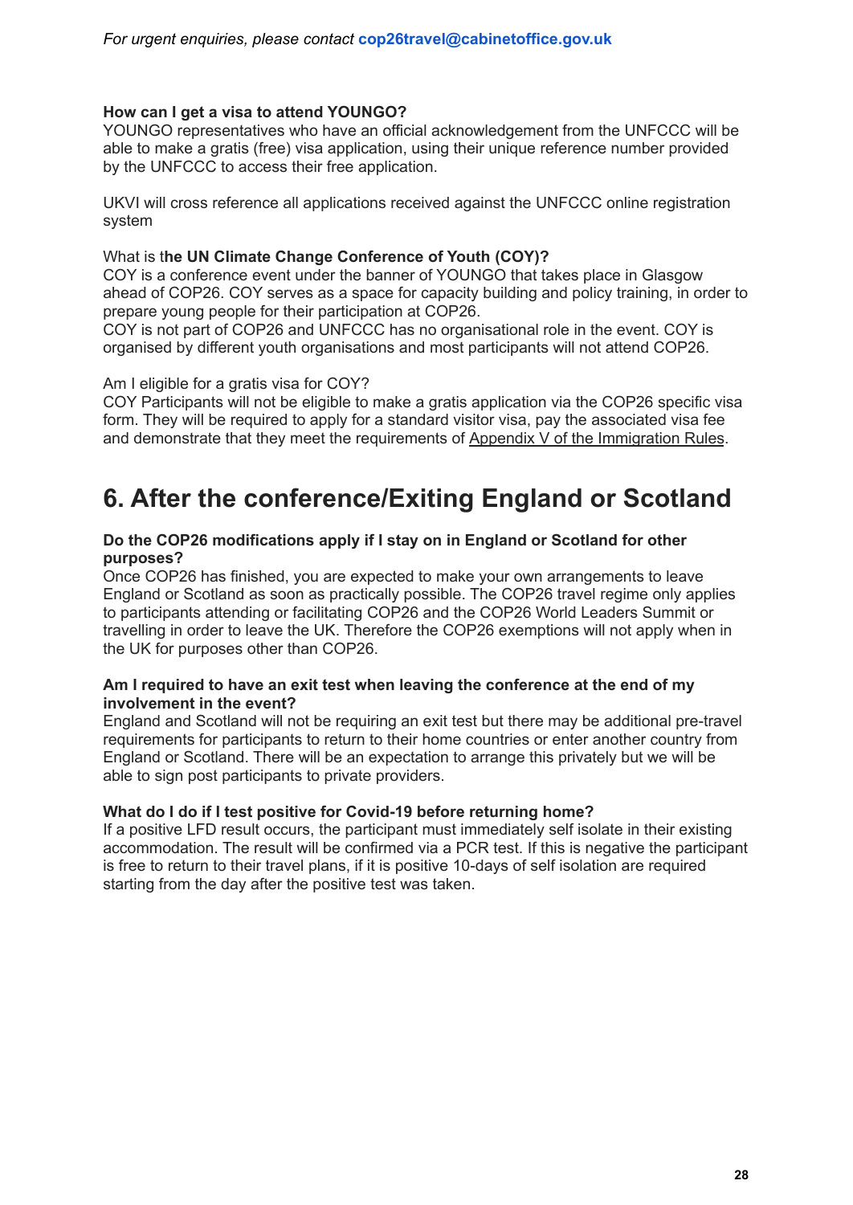*For urgent enquiries, please contact* **cop26travel@cabinetoffice.gov.uk**

**How can I get a visa to attend YOUNGO?**
YOUNGO representatives who have an official acknowledgement from the UNFCCC will be able to make a gratis (free) visa application, using their unique reference number provided by the UNFCCC to access their free application.

UKVI will cross reference all applications received against the UNFCCC online registration system

What is t**he UN Climate Change Conference of Youth (COY)?**
COY is a conference event under the banner of YOUNGO that takes place in Glasgow ahead of COP26. COY serves as a space for capacity building and policy training, in order to prepare young people for their participation at COP26.
COY is not part of COP26 and UNFCCC has no organisational role in the event. COY is organised by different youth organisations and most participants will not attend COP26.

Am I eligible for a gratis visa for COY?
COY Participants will not be eligible to make a gratis application via the COP26 specific visa form. They will be required to apply for a standard visitor visa, pay the associated visa fee and demonstrate that they meet the requirements of Appendix V of the Immigration Rules.

# 6. After the conference/Exiting England or Scotland

**Do the COP26 modifications apply if I stay on in England or Scotland for other purposes?**
Once COP26 has finished, you are expected to make your own arrangements to leave England or Scotland as soon as practically possible. The COP26 travel regime only applies to participants attending or facilitating COP26 and the COP26 World Leaders Summit or travelling in order to leave the UK. Therefore the COP26 exemptions will not apply when in the UK for purposes other than COP26.

**Am I required to have an exit test when leaving the conference at the end of my involvement in the event?**
England and Scotland will not be requiring an exit test but there may be additional pre-travel requirements for participants to return to their home countries or enter another country from England or Scotland. There will be an expectation to arrange this privately but we will be able to sign post participants to private providers.

**What do I do if I test positive for Covid-19 before returning home?**
If a positive LFD result occurs, the participant must immediately self isolate in their existing accommodation. The result will be confirmed via a PCR test. If this is negative the participant is free to return to their travel plans, if it is positive 10-days of self isolation are required starting from the day after the positive test was taken.